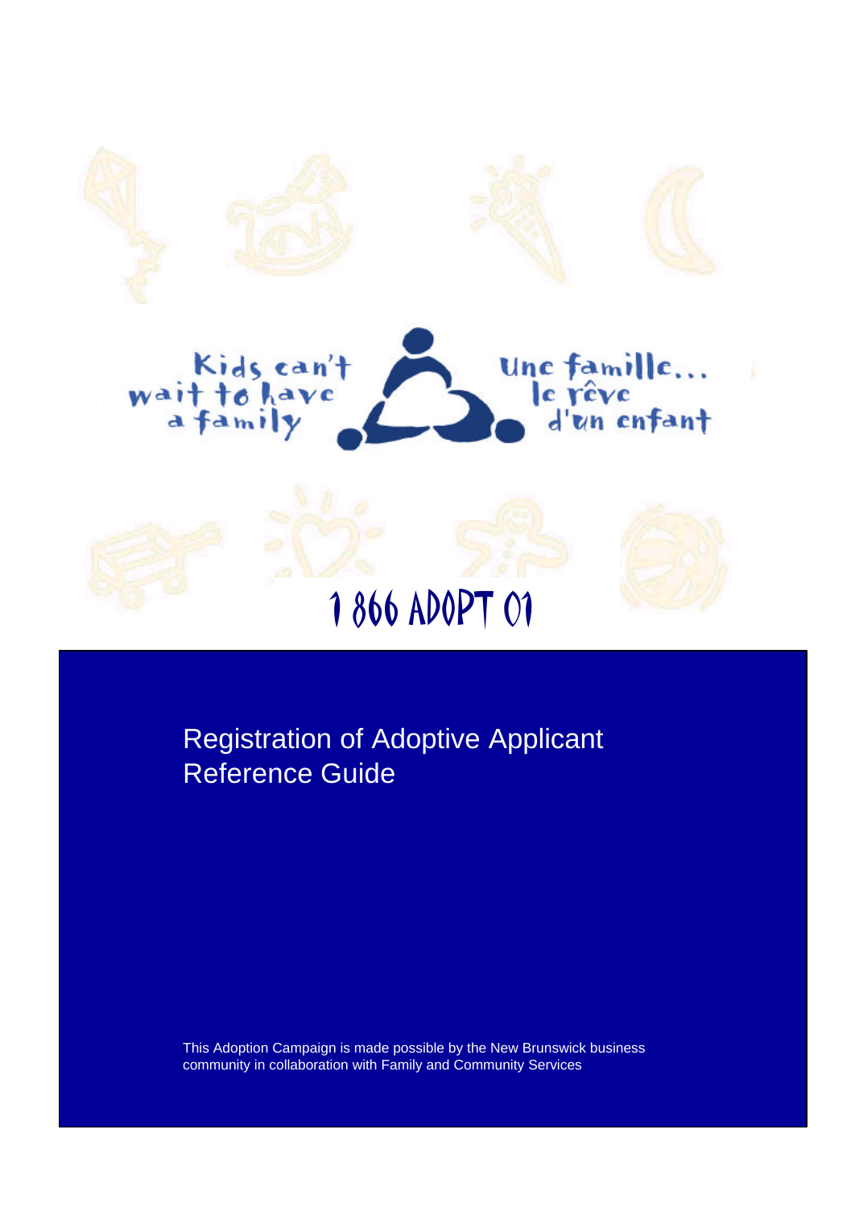Kids can't wait to have a family

Une famille... le rêve d'un enfant

1 866 ADOPT 01

# Registration of Adoptive Applicant Reference Guide

This Adoption Campaign is made possible by the New Brunswick business community in collaboration with Family and Community Services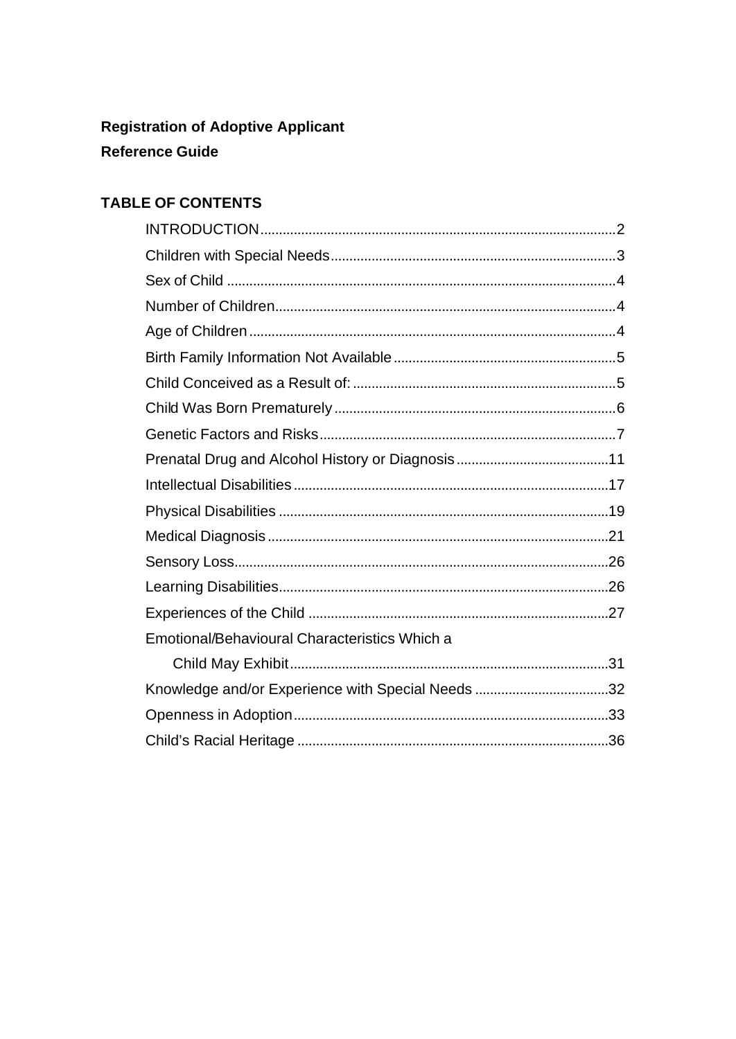**Registration of Adoptive Applicant**

**Reference Guide**

## TABLE OF CONTENTS

| | |
|---|---|
| INTRODUCTION | 2 |
| Children with Special Needs | 3 |
| Sex of Child | 4 |
| Number of Children | 4 |
| Age of Children | 4 |
| Birth Family Information Not Available | 5 |
| Child Conceived as a Result of: | 5 |
| Child Was Born Prematurely | 6 |
| Genetic Factors and Risks | 7 |
| Prenatal Drug and Alcohol History or Diagnosis | 11 |
| Intellectual Disabilities | 17 |
| Physical Disabilities | 19 |
| Medical Diagnosis | 21 |
| Sensory Loss | 26 |
| Learning Disabilities | 26 |
| Experiences of the Child | 27 |
| Emotional/Behavioural Characteristics Which a Child May Exhibit | 31 |
| Knowledge and/or Experience with Special Needs | 32 |
| Openness in Adoption | 33 |
| Child's Racial Heritage | 36 |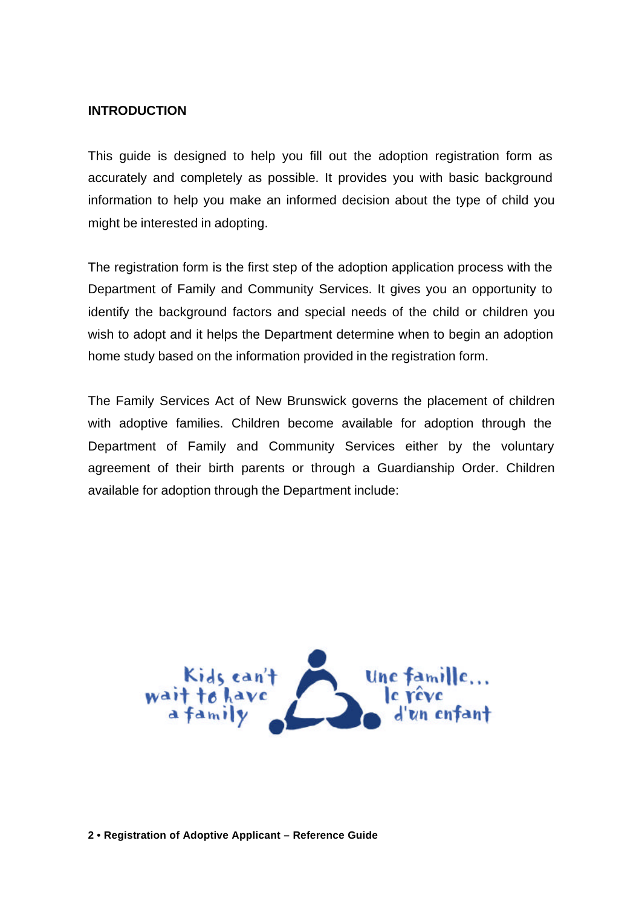## INTRODUCTION

This guide is designed to help you fill out the adoption registration form as accurately and completely as possible. It provides you with basic background information to help you make an informed decision about the type of child you might be interested in adopting.

The registration form is the first step of the adoption application process with the Department of Family and Community Services. It gives you an opportunity to identify the background factors and special needs of the child or children you wish to adopt and it helps the Department determine when to begin an adoption home study based on the information provided in the registration form.

The Family Services Act of New Brunswick governs the placement of children with adoptive families. Children become available for adoption through the Department of Family and Community Services either by the voluntary agreement of their birth parents or through a Guardianship Order. Children available for adoption through the Department include:

Kids can't wait to have a family

Une famille... le rêve d'un enfant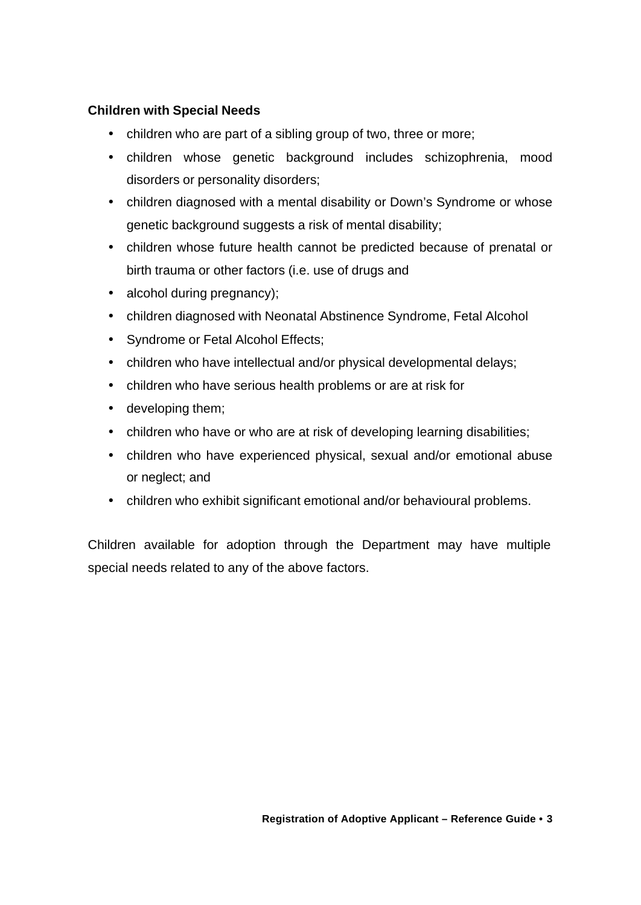**Children with Special Needs**

- children who are part of a sibling group of two, three or more;
- children whose genetic background includes schizophrenia, mood disorders or personality disorders;
- children diagnosed with a mental disability or Down's Syndrome or whose genetic background suggests a risk of mental disability;
- children whose future health cannot be predicted because of prenatal or birth trauma or other factors (i.e. use of drugs and
- alcohol during pregnancy);
- children diagnosed with Neonatal Abstinence Syndrome, Fetal Alcohol
- Syndrome or Fetal Alcohol Effects;
- children who have intellectual and/or physical developmental delays;
- children who have serious health problems or are at risk for
- developing them;
- children who have or who are at risk of developing learning disabilities;
- children who have experienced physical, sexual and/or emotional abuse or neglect; and
- children who exhibit significant emotional and/or behavioural problems.

Children available for adoption through the Department may have multiple special needs related to any of the above factors.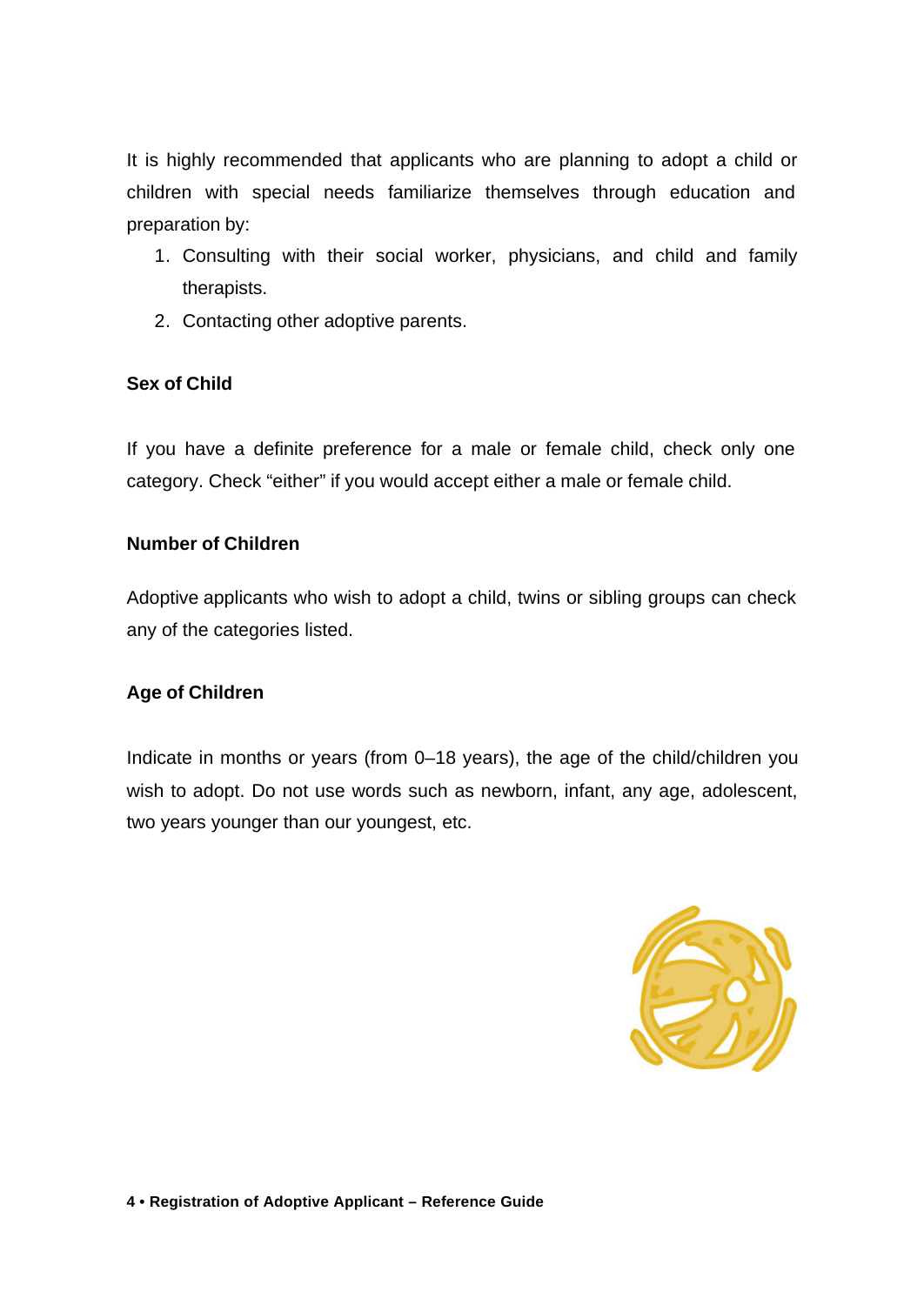It is highly recommended that applicants who are planning to adopt a child or children with special needs familiarize themselves through education and preparation by:

1. Consulting with their social worker, physicians, and child and family therapists.
2. Contacting other adoptive parents.

**Sex of Child**

If you have a definite preference for a male or female child, check only one category. Check “either” if you would accept either a male or female child.

**Number of Children**

Adoptive applicants who wish to adopt a child, twins or sibling groups can check any of the categories listed.

**Age of Children**

Indicate in months or years (from 0–18 years), the age of the child/children you wish to adopt. Do not use words such as newborn, infant, any age, adolescent, two years younger than our youngest, etc.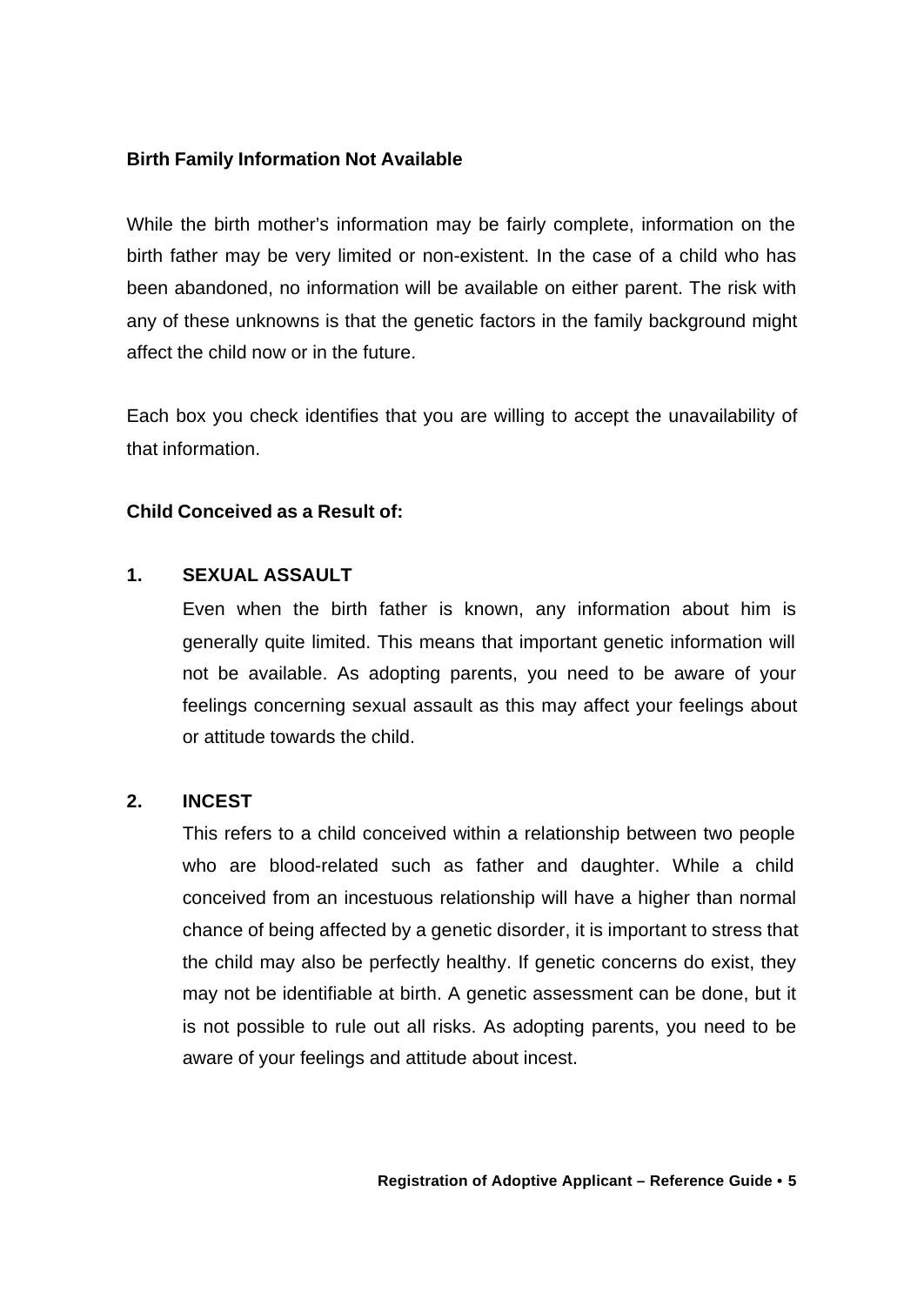**Birth Family Information Not Available**

While the birth mother's information may be fairly complete, information on the birth father may be very limited or non-existent. In the case of a child who has been abandoned, no information will be available on either parent. The risk with any of these unknowns is that the genetic factors in the family background might affect the child now or in the future.

Each box you check identifies that you are willing to accept the unavailability of that information.

**Child Conceived as a Result of:**

1. **SEXUAL ASSAULT**

   Even when the birth father is known, any information about him is generally quite limited. This means that important genetic information will not be available. As adopting parents, you need to be aware of your feelings concerning sexual assault as this may affect your feelings about or attitude towards the child.

2. **INCEST**

   This refers to a child conceived within a relationship between two people who are blood-related such as father and daughter. While a child conceived from an incestuous relationship will have a higher than normal chance of being affected by a genetic disorder, it is important to stress that the child may also be perfectly healthy. If genetic concerns do exist, they may not be identifiable at birth. A genetic assessment can be done, but it is not possible to rule out all risks. As adopting parents, you need to be aware of your feelings and attitude about incest.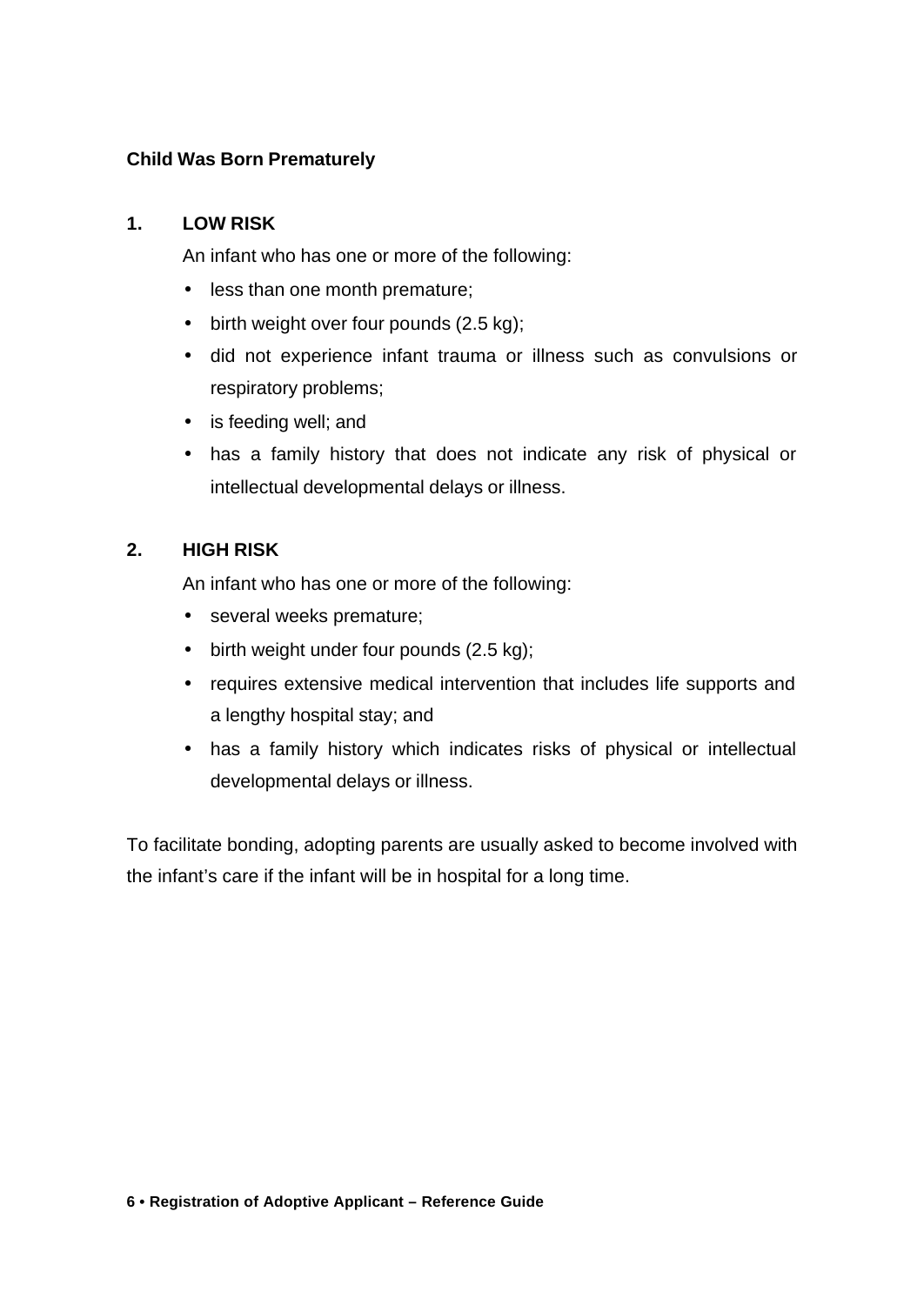**Child Was Born Prematurely**

1. **LOW RISK**

   An infant who has one or more of the following:

   - less than one month premature;
   - birth weight over four pounds (2.5 kg);
   - did not experience infant trauma or illness such as convulsions or respiratory problems;
   - is feeding well; and
   - has a family history that does not indicate any risk of physical or intellectual developmental delays or illness.

2. **HIGH RISK**

   An infant who has one or more of the following:

   - several weeks premature;
   - birth weight under four pounds (2.5 kg);
   - requires extensive medical intervention that includes life supports and a lengthy hospital stay; and
   - has a family history which indicates risks of physical or intellectual developmental delays or illness.

To facilitate bonding, adopting parents are usually asked to become involved with the infant's care if the infant will be in hospital for a long time.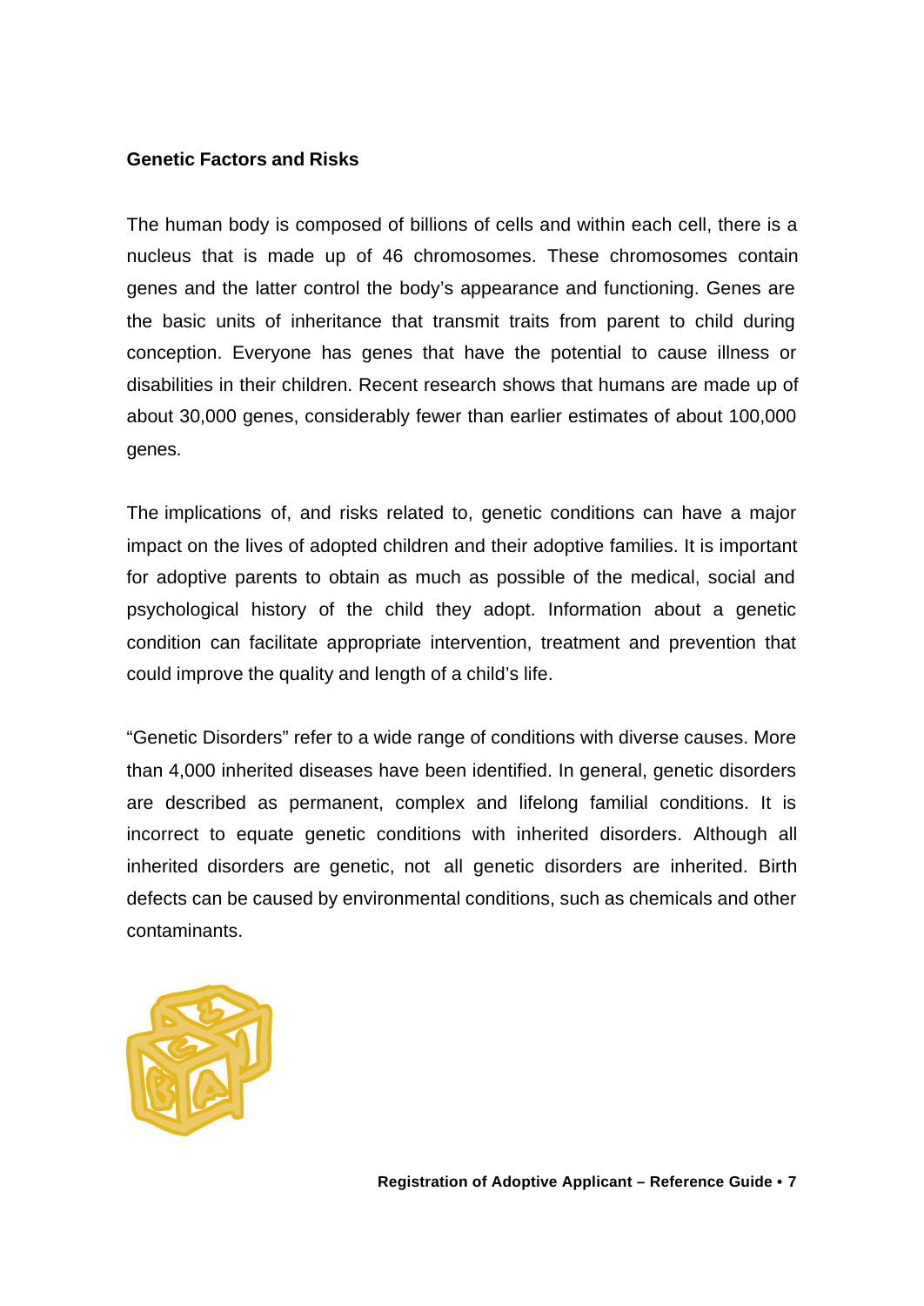**Genetic Factors and Risks**

The human body is composed of billions of cells and within each cell, there is a nucleus that is made up of 46 chromosomes. These chromosomes contain genes and the latter control the body's appearance and functioning. Genes are the basic units of inheritance that transmit traits from parent to child during conception. Everyone has genes that have the potential to cause illness or disabilities in their children. Recent research shows that humans are made up of about 30,000 genes, considerably fewer than earlier estimates of about 100,000 genes.

The implications of, and risks related to, genetic conditions can have a major impact on the lives of adopted children and their adoptive families. It is important for adoptive parents to obtain as much as possible of the medical, social and psychological history of the child they adopt. Information about a genetic condition can facilitate appropriate intervention, treatment and prevention that could improve the quality and length of a child's life.

"Genetic Disorders" refer to a wide range of conditions with diverse causes. More than 4,000 inherited diseases have been identified. In general, genetic disorders are described as permanent, complex and lifelong familial conditions. It is incorrect to equate genetic conditions with inherited disorders. Although all inherited disorders are genetic, not all genetic disorders are inherited. Birth defects can be caused by environmental conditions, such as chemicals and other contaminants.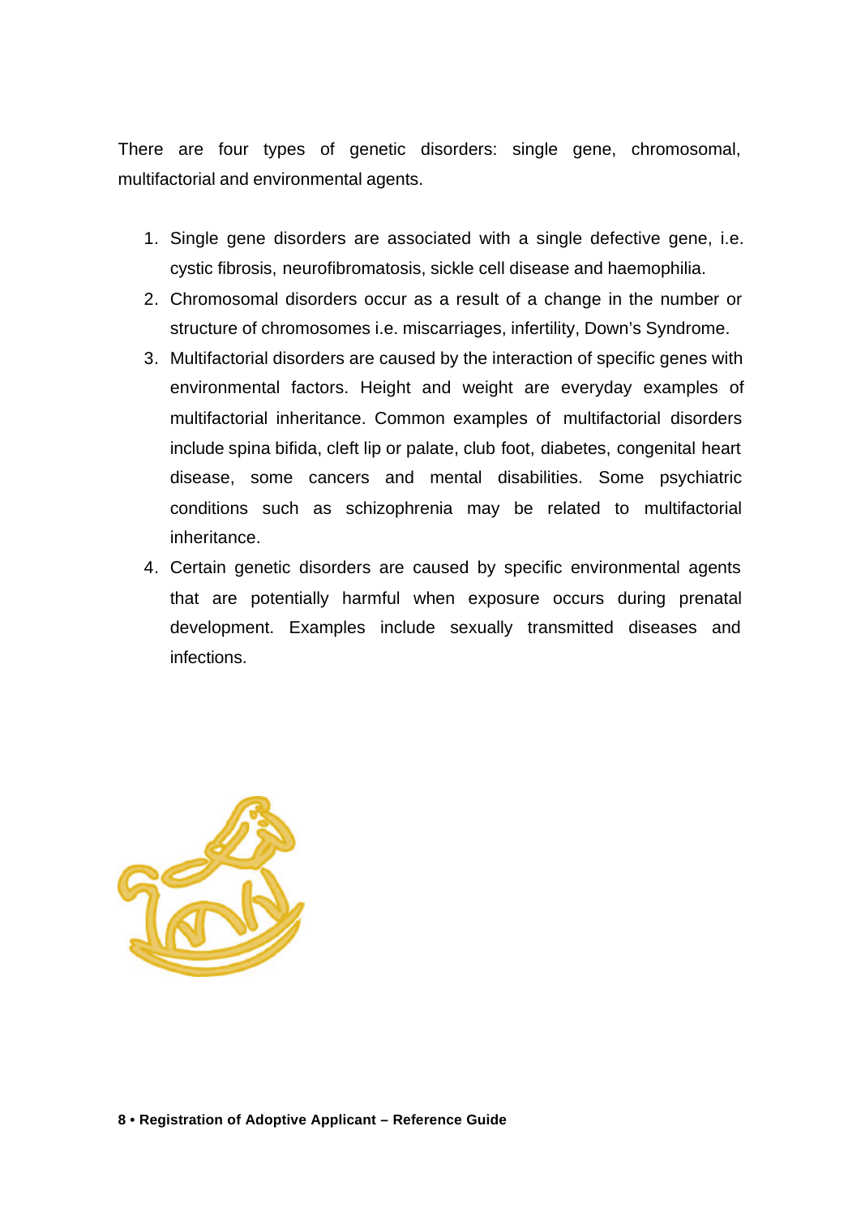There are four types of genetic disorders: single gene, chromosomal, multifactorial and environmental agents.

1. Single gene disorders are associated with a single defective gene, i.e. cystic fibrosis, neurofibromatosis, sickle cell disease and haemophilia.
2. Chromosomal disorders occur as a result of a change in the number or structure of chromosomes i.e. miscarriages, infertility, Down's Syndrome.
3. Multifactorial disorders are caused by the interaction of specific genes with environmental factors. Height and weight are everyday examples of multifactorial inheritance. Common examples of multifactorial disorders include spina bifida, cleft lip or palate, club foot, diabetes, congenital heart disease, some cancers and mental disabilities. Some psychiatric conditions such as schizophrenia may be related to multifactorial inheritance.
4. Certain genetic disorders are caused by specific environmental agents that are potentially harmful when exposure occurs during prenatal development. Examples include sexually transmitted diseases and infections.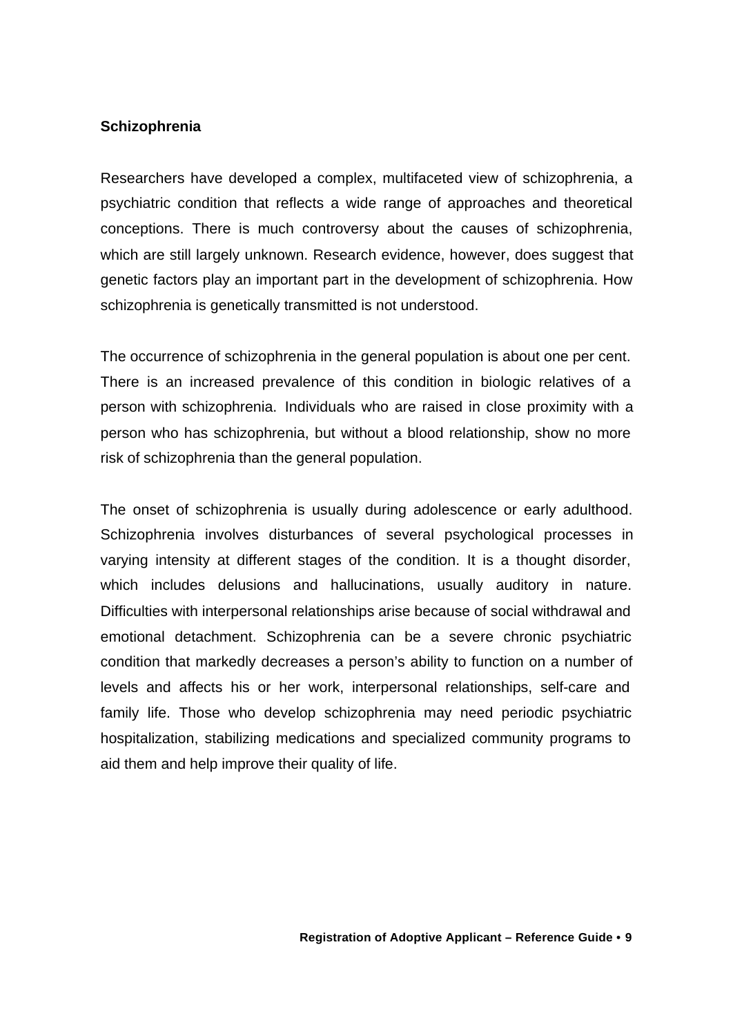**Schizophrenia**

Researchers have developed a complex, multifaceted view of schizophrenia, a psychiatric condition that reflects a wide range of approaches and theoretical conceptions. There is much controversy about the causes of schizophrenia, which are still largely unknown. Research evidence, however, does suggest that genetic factors play an important part in the development of schizophrenia. How schizophrenia is genetically transmitted is not understood.

The occurrence of schizophrenia in the general population is about one per cent. There is an increased prevalence of this condition in biologic relatives of a person with schizophrenia. Individuals who are raised in close proximity with a person who has schizophrenia, but without a blood relationship, show no more risk of schizophrenia than the general population.

The onset of schizophrenia is usually during adolescence or early adulthood. Schizophrenia involves disturbances of several psychological processes in varying intensity at different stages of the condition. It is a thought disorder, which includes delusions and hallucinations, usually auditory in nature. Difficulties with interpersonal relationships arise because of social withdrawal and emotional detachment. Schizophrenia can be a severe chronic psychiatric condition that markedly decreases a person's ability to function on a number of levels and affects his or her work, interpersonal relationships, self-care and family life. Those who develop schizophrenia may need periodic psychiatric hospitalization, stabilizing medications and specialized community programs to aid them and help improve their quality of life.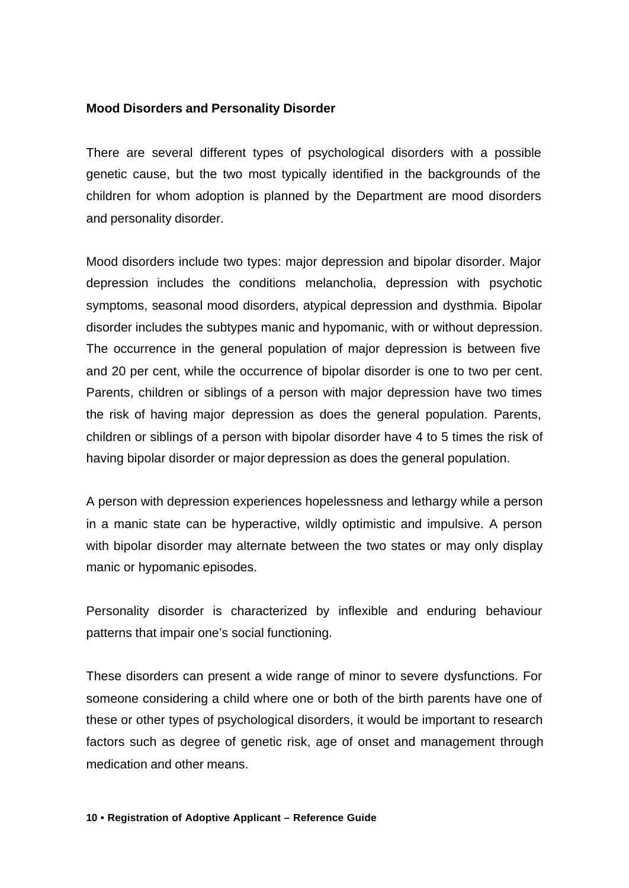**Mood Disorders and Personality Disorder**

There are several different types of psychological disorders with a possible genetic cause, but the two most typically identified in the backgrounds of the children for whom adoption is planned by the Department are mood disorders and personality disorder.

Mood disorders include two types: major depression and bipolar disorder. Major depression includes the conditions melancholia, depression with psychotic symptoms, seasonal mood disorders, atypical depression and dysthmia. Bipolar disorder includes the subtypes manic and hypomanic, with or without depression. The occurrence in the general population of major depression is between five and 20 per cent, while the occurrence of bipolar disorder is one to two per cent. Parents, children or siblings of a person with major depression have two times the risk of having major depression as does the general population. Parents, children or siblings of a person with bipolar disorder have 4 to 5 times the risk of having bipolar disorder or major depression as does the general population.

A person with depression experiences hopelessness and lethargy while a person in a manic state can be hyperactive, wildly optimistic and impulsive. A person with bipolar disorder may alternate between the two states or may only display manic or hypomanic episodes.

Personality disorder is characterized by inflexible and enduring behaviour patterns that impair one's social functioning.

These disorders can present a wide range of minor to severe dysfunctions. For someone considering a child where one or both of the birth parents have one of these or other types of psychological disorders, it would be important to research factors such as degree of genetic risk, age of onset and management through medication and other means.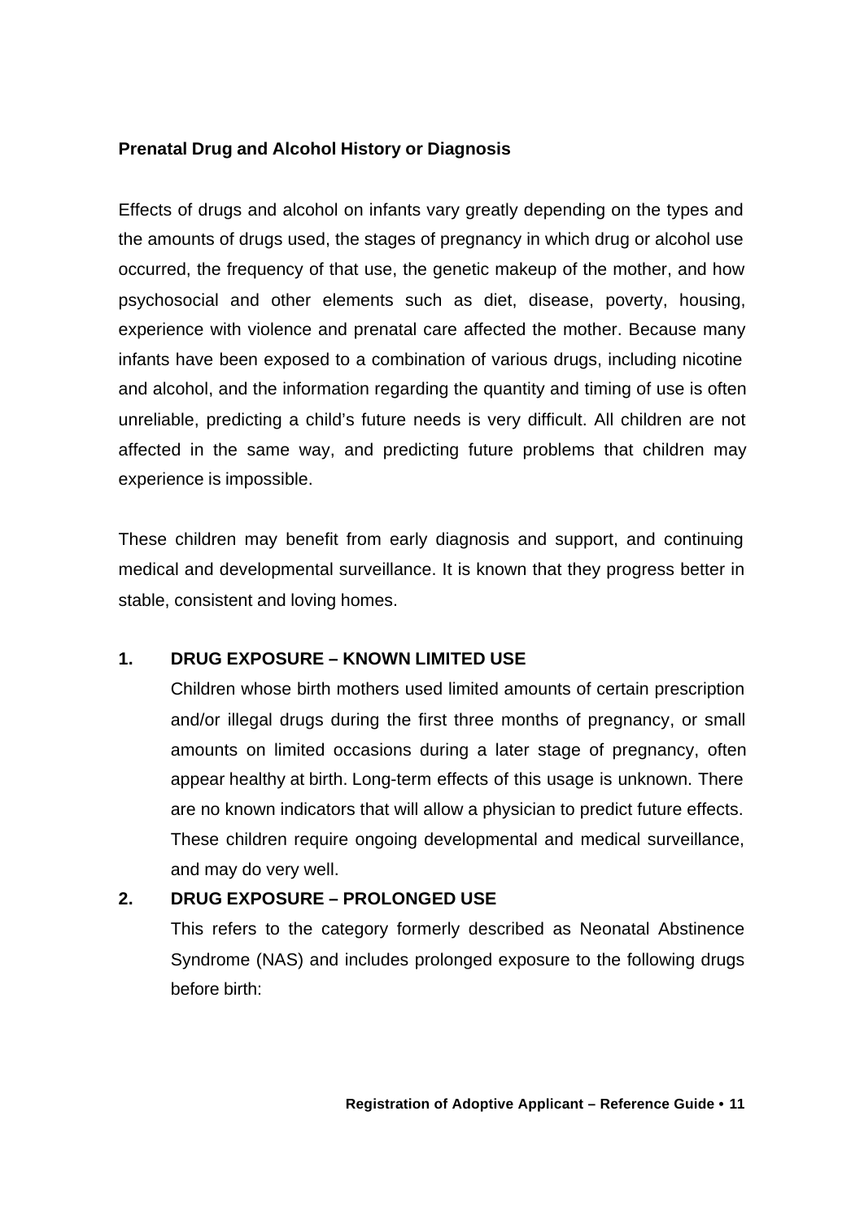## Prenatal Drug and Alcohol History or Diagnosis

Effects of drugs and alcohol on infants vary greatly depending on the types and the amounts of drugs used, the stages of pregnancy in which drug or alcohol use occurred, the frequency of that use, the genetic makeup of the mother, and how psychosocial and other elements such as diet, disease, poverty, housing, experience with violence and prenatal care affected the mother. Because many infants have been exposed to a combination of various drugs, including nicotine and alcohol, and the information regarding the quantity and timing of use is often unreliable, predicting a child's future needs is very difficult. All children are not affected in the same way, and predicting future problems that children may experience is impossible.

These children may benefit from early diagnosis and support, and continuing medical and developmental surveillance. It is known that they progress better in stable, consistent and loving homes.

**1. DRUG EXPOSURE – KNOWN LIMITED USE**

Children whose birth mothers used limited amounts of certain prescription and/or illegal drugs during the first three months of pregnancy, or small amounts on limited occasions during a later stage of pregnancy, often appear healthy at birth. Long-term effects of this usage is unknown. There are no known indicators that will allow a physician to predict future effects. These children require ongoing developmental and medical surveillance, and may do very well.

**2. DRUG EXPOSURE – PROLONGED USE**

This refers to the category formerly described as Neonatal Abstinence Syndrome (NAS) and includes prolonged exposure to the following drugs before birth: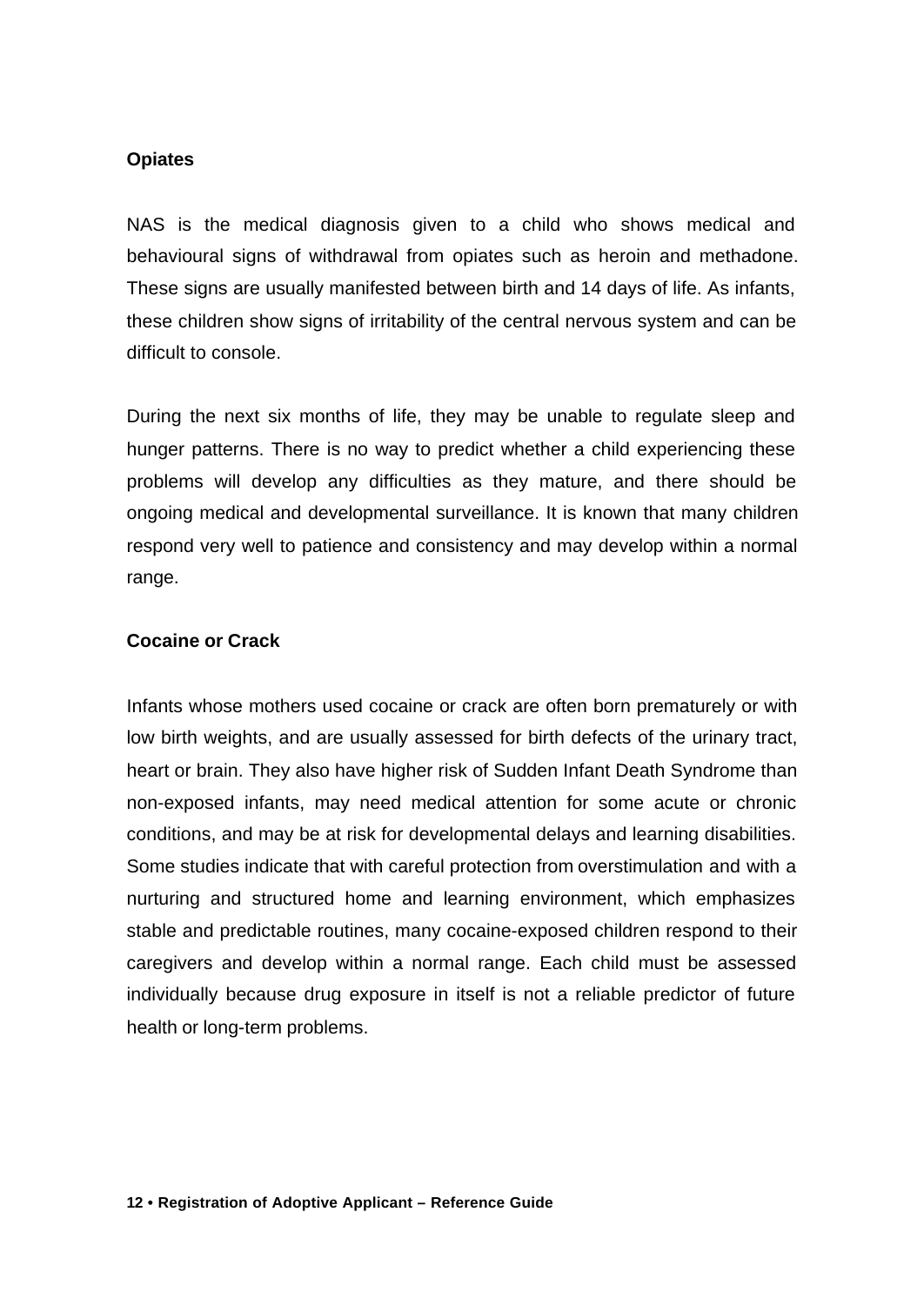**Opiates**

NAS is the medical diagnosis given to a child who shows medical and behavioural signs of withdrawal from opiates such as heroin and methadone. These signs are usually manifested between birth and 14 days of life. As infants, these children show signs of irritability of the central nervous system and can be difficult to console.

During the next six months of life, they may be unable to regulate sleep and hunger patterns. There is no way to predict whether a child experiencing these problems will develop any difficulties as they mature, and there should be ongoing medical and developmental surveillance. It is known that many children respond very well to patience and consistency and may develop within a normal range.

**Cocaine or Crack**

Infants whose mothers used cocaine or crack are often born prematurely or with low birth weights, and are usually assessed for birth defects of the urinary tract, heart or brain. They also have higher risk of Sudden Infant Death Syndrome than non-exposed infants, may need medical attention for some acute or chronic conditions, and may be at risk for developmental delays and learning disabilities. Some studies indicate that with careful protection from overstimulation and with a nurturing and structured home and learning environment, which emphasizes stable and predictable routines, many cocaine-exposed children respond to their caregivers and develop within a normal range. Each child must be assessed individually because drug exposure in itself is not a reliable predictor of future health or long-term problems.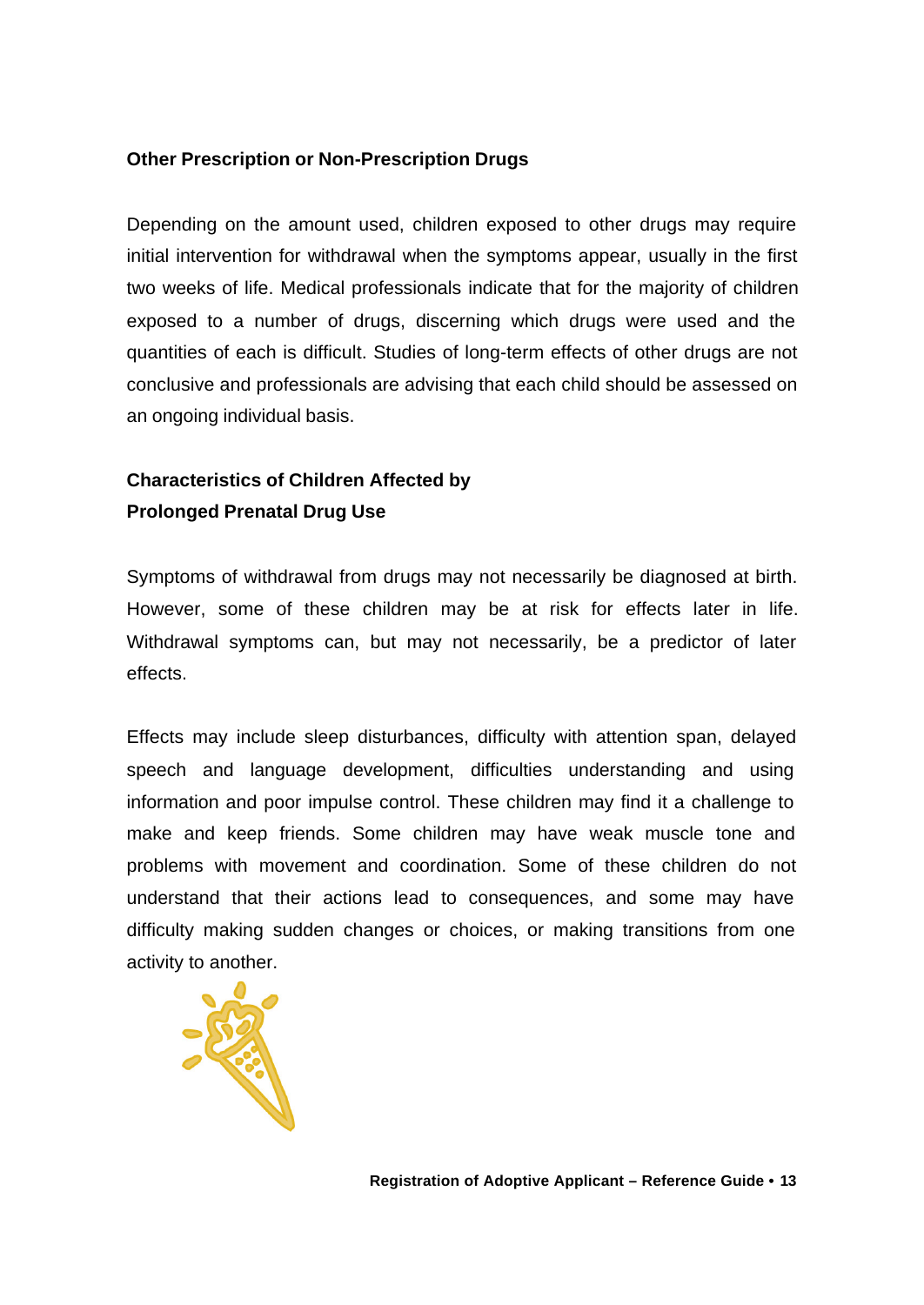### Other Prescription or Non-Prescription Drugs

Depending on the amount used, children exposed to other drugs may require initial intervention for withdrawal when the symptoms appear, usually in the first two weeks of life. Medical professionals indicate that for the majority of children exposed to a number of drugs, discerning which drugs were used and the quantities of each is difficult. Studies of long-term effects of other drugs are not conclusive and professionals are advising that each child should be assessed on an ongoing individual basis.

### Characteristics of Children Affected by Prolonged Prenatal Drug Use

Symptoms of withdrawal from drugs may not necessarily be diagnosed at birth. However, some of these children may be at risk for effects later in life. Withdrawal symptoms can, but may not necessarily, be a predictor of later effects.

Effects may include sleep disturbances, difficulty with attention span, delayed speech and language development, difficulties understanding and using information and poor impulse control. These children may find it a challenge to make and keep friends. Some children may have weak muscle tone and problems with movement and coordination. Some of these children do not understand that their actions lead to consequences, and some may have difficulty making sudden changes or choices, or making transitions from one activity to another.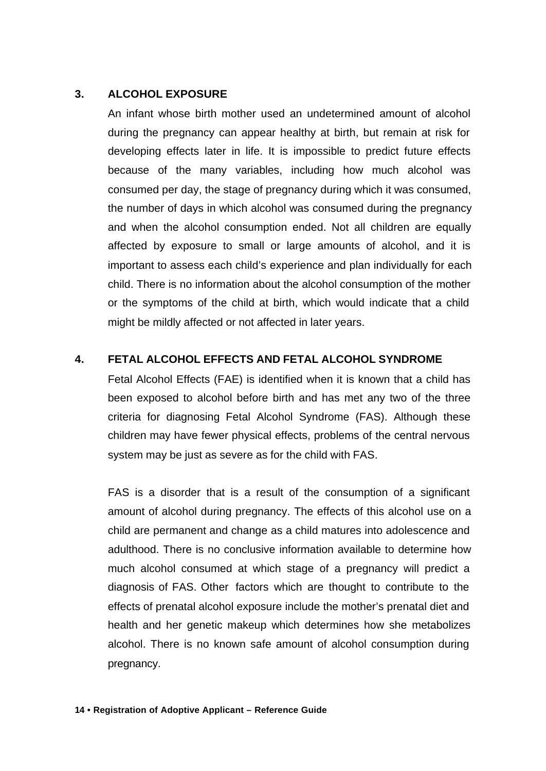## 3. ALCOHOL EXPOSURE

An infant whose birth mother used an undetermined amount of alcohol during the pregnancy can appear healthy at birth, but remain at risk for developing effects later in life. It is impossible to predict future effects because of the many variables, including how much alcohol was consumed per day, the stage of pregnancy during which it was consumed, the number of days in which alcohol was consumed during the pregnancy and when the alcohol consumption ended. Not all children are equally affected by exposure to small or large amounts of alcohol, and it is important to assess each child's experience and plan individually for each child. There is no information about the alcohol consumption of the mother or the symptoms of the child at birth, which would indicate that a child might be mildly affected or not affected in later years.

## 4. FETAL ALCOHOL EFFECTS AND FETAL ALCOHOL SYNDROME

Fetal Alcohol Effects (FAE) is identified when it is known that a child has been exposed to alcohol before birth and has met any two of the three criteria for diagnosing Fetal Alcohol Syndrome (FAS). Although these children may have fewer physical effects, problems of the central nervous system may be just as severe as for the child with FAS.

FAS is a disorder that is a result of the consumption of a significant amount of alcohol during pregnancy. The effects of this alcohol use on a child are permanent and change as a child matures into adolescence and adulthood. There is no conclusive information available to determine how much alcohol consumed at which stage of a pregnancy will predict a diagnosis of FAS. Other factors which are thought to contribute to the effects of prenatal alcohol exposure include the mother's prenatal diet and health and her genetic makeup which determines how she metabolizes alcohol. There is no known safe amount of alcohol consumption during pregnancy.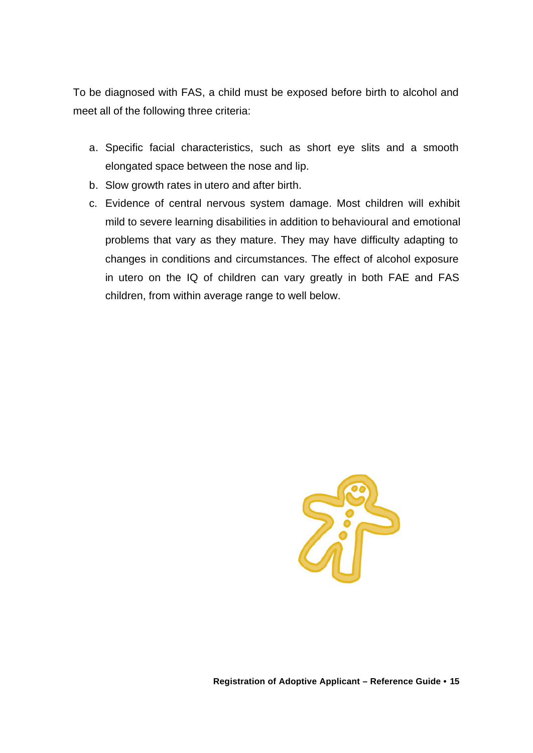To be diagnosed with FAS, a child must be exposed before birth to alcohol and meet all of the following three criteria:

a. Specific facial characteristics, such as short eye slits and a smooth elongated space between the nose and lip.
b. Slow growth rates in utero and after birth.
c. Evidence of central nervous system damage. Most children will exhibit mild to severe learning disabilities in addition to behavioural and emotional problems that vary as they mature. They may have difficulty adapting to changes in conditions and circumstances. The effect of alcohol exposure in utero on the IQ of children can vary greatly in both FAE and FAS children, from within average range to well below.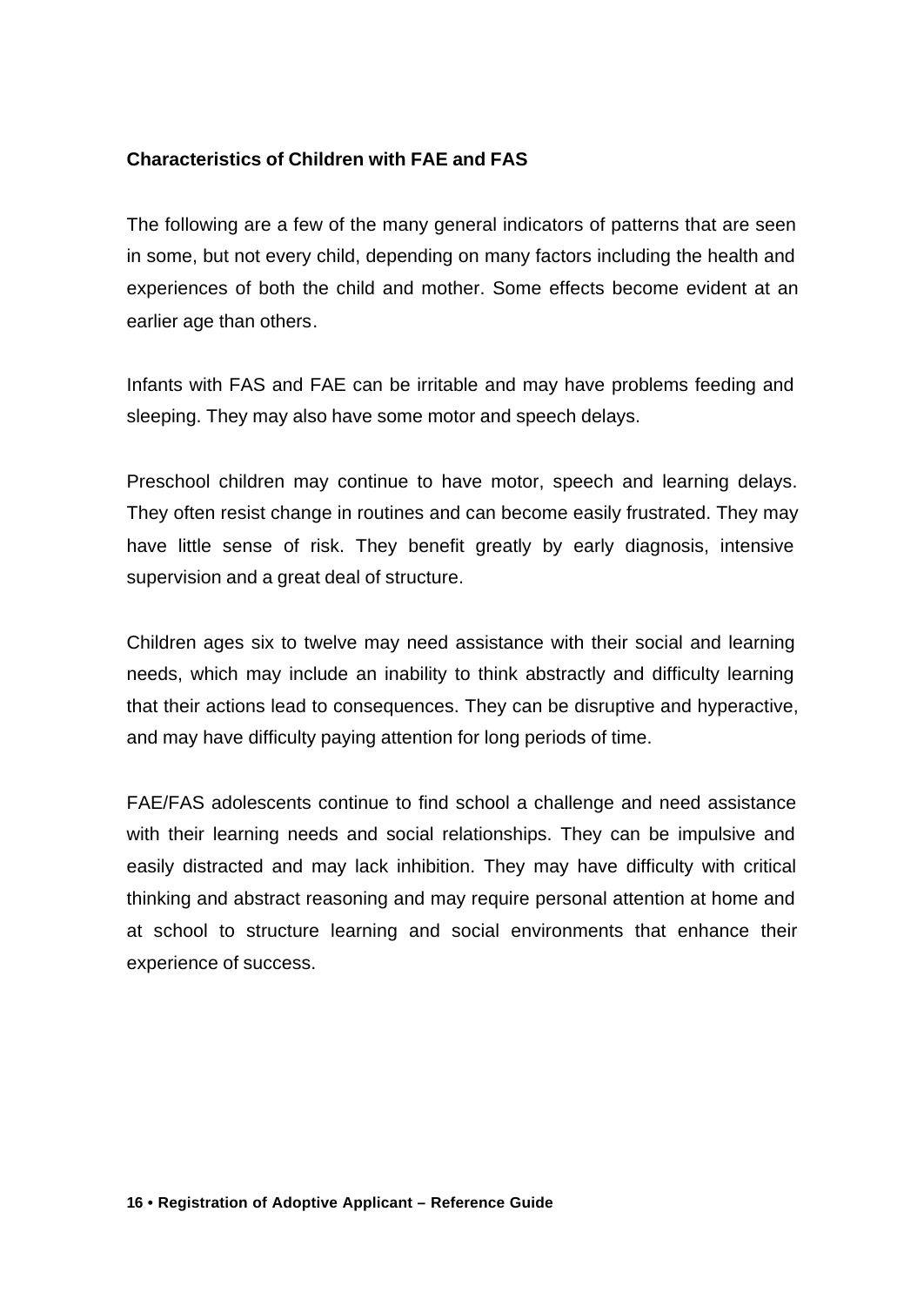### Characteristics of Children with FAE and FAS

The following are a few of the many general indicators of patterns that are seen in some, but not every child, depending on many factors including the health and experiences of both the child and mother. Some effects become evident at an earlier age than others.

Infants with FAS and FAE can be irritable and may have problems feeding and sleeping. They may also have some motor and speech delays.

Preschool children may continue to have motor, speech and learning delays. They often resist change in routines and can become easily frustrated. They may have little sense of risk. They benefit greatly by early diagnosis, intensive supervision and a great deal of structure.

Children ages six to twelve may need assistance with their social and learning needs, which may include an inability to think abstractly and difficulty learning that their actions lead to consequences. They can be disruptive and hyperactive, and may have difficulty paying attention for long periods of time.

FAE/FAS adolescents continue to find school a challenge and need assistance with their learning needs and social relationships. They can be impulsive and easily distracted and may lack inhibition. They may have difficulty with critical thinking and abstract reasoning and may require personal attention at home and at school to structure learning and social environments that enhance their experience of success.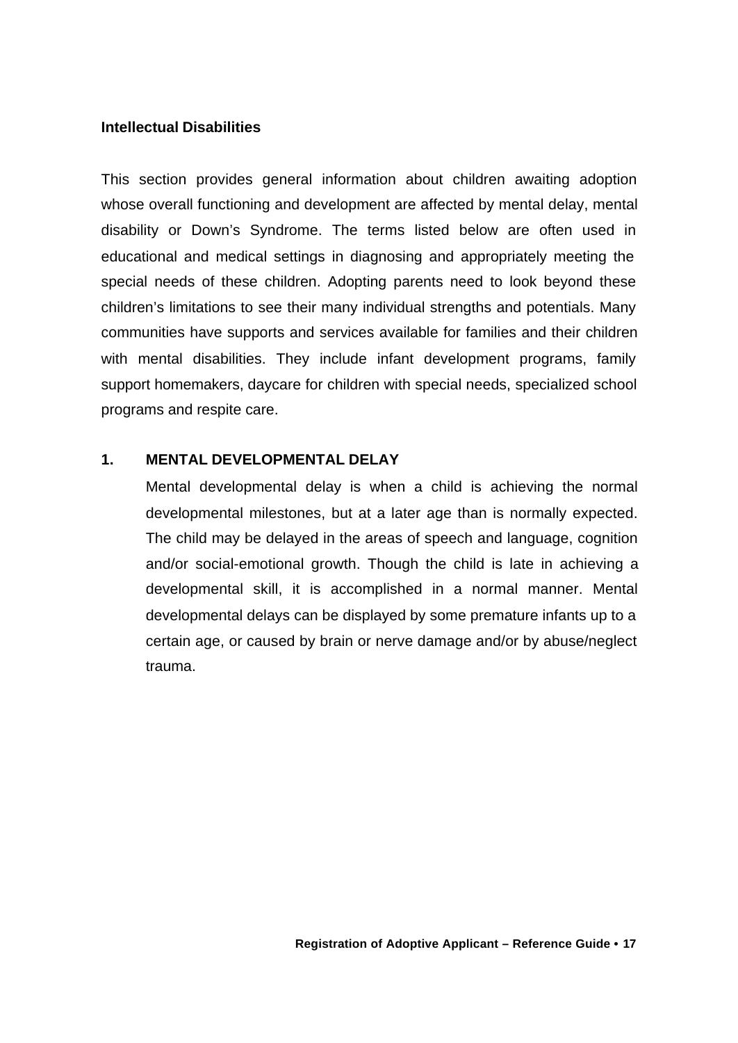**Intellectual Disabilities**

This section provides general information about children awaiting adoption whose overall functioning and development are affected by mental delay, mental disability or Down's Syndrome. The terms listed below are often used in educational and medical settings in diagnosing and appropriately meeting the special needs of these children. Adopting parents need to look beyond these children's limitations to see their many individual strengths and potentials. Many communities have supports and services available for families and their children with mental disabilities. They include infant development programs, family support homemakers, daycare for children with special needs, specialized school programs and respite care.

**1. MENTAL DEVELOPMENTAL DELAY**

Mental developmental delay is when a child is achieving the normal developmental milestones, but at a later age than is normally expected. The child may be delayed in the areas of speech and language, cognition and/or social-emotional growth. Though the child is late in achieving a developmental skill, it is accomplished in a normal manner. Mental developmental delays can be displayed by some premature infants up to a certain age, or caused by brain or nerve damage and/or by abuse/neglect trauma.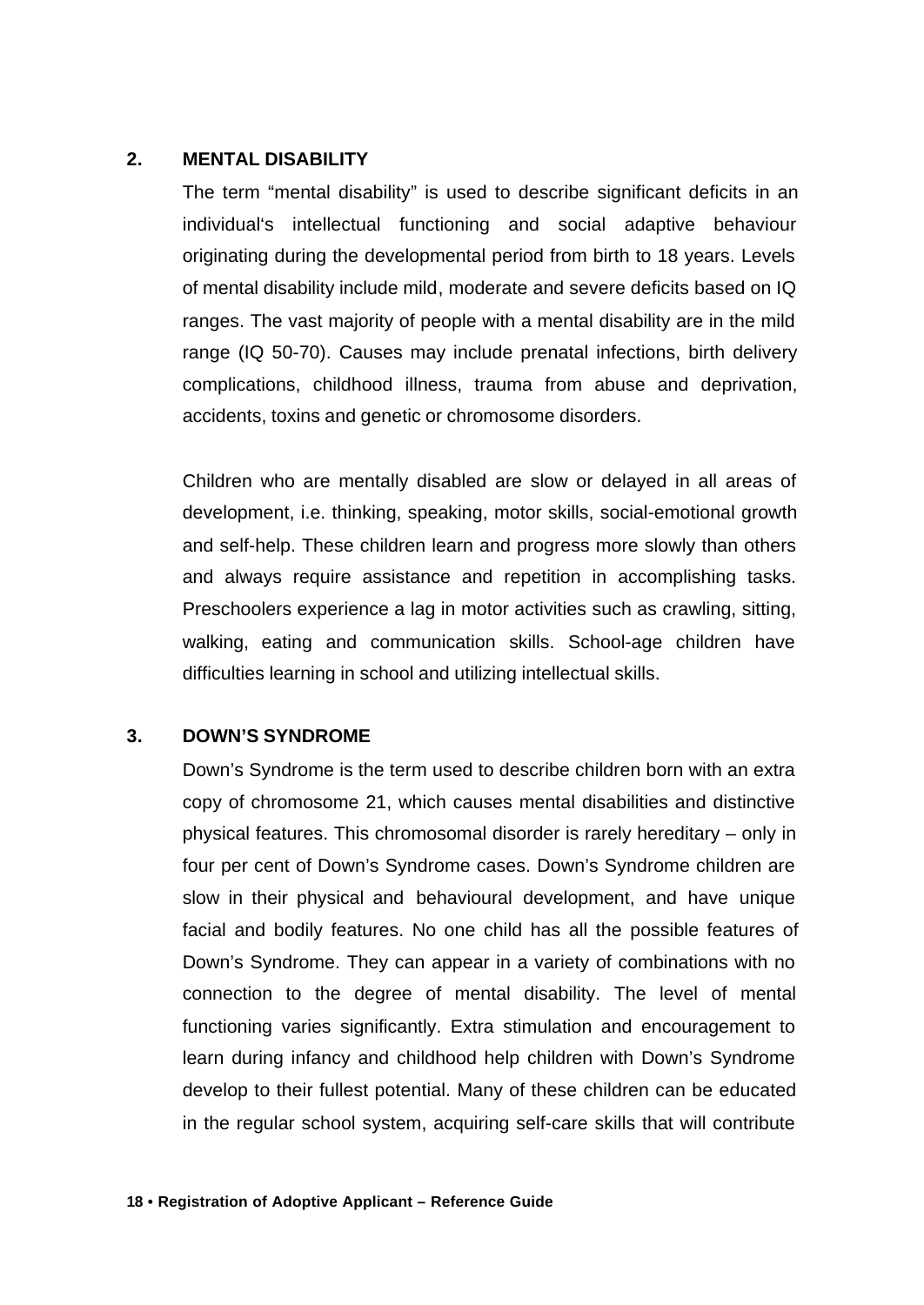## 2. MENTAL DISABILITY

The term "mental disability" is used to describe significant deficits in an individual's intellectual functioning and social adaptive behaviour originating during the developmental period from birth to 18 years. Levels of mental disability include mild, moderate and severe deficits based on IQ ranges. The vast majority of people with a mental disability are in the mild range (IQ 50-70). Causes may include prenatal infections, birth delivery complications, childhood illness, trauma from abuse and deprivation, accidents, toxins and genetic or chromosome disorders.

Children who are mentally disabled are slow or delayed in all areas of development, i.e. thinking, speaking, motor skills, social-emotional growth and self-help. These children learn and progress more slowly than others and always require assistance and repetition in accomplishing tasks. Preschoolers experience a lag in motor activities such as crawling, sitting, walking, eating and communication skills. School-age children have difficulties learning in school and utilizing intellectual skills.

## 3. DOWN'S SYNDROME

Down's Syndrome is the term used to describe children born with an extra copy of chromosome 21, which causes mental disabilities and distinctive physical features. This chromosomal disorder is rarely hereditary – only in four per cent of Down's Syndrome cases. Down's Syndrome children are slow in their physical and behavioural development, and have unique facial and bodily features. No one child has all the possible features of Down's Syndrome. They can appear in a variety of combinations with no connection to the degree of mental disability. The level of mental functioning varies significantly. Extra stimulation and encouragement to learn during infancy and childhood help children with Down's Syndrome develop to their fullest potential. Many of these children can be educated in the regular school system, acquiring self-care skills that will contribute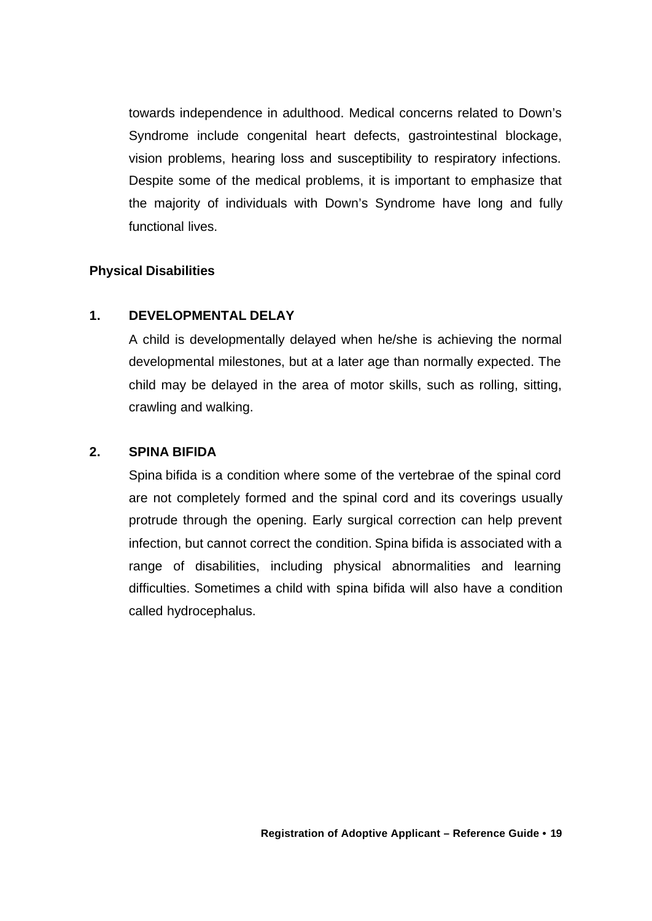towards independence in adulthood. Medical concerns related to Down's Syndrome include congenital heart defects, gastrointestinal blockage, vision problems, hearing loss and susceptibility to respiratory infections. Despite some of the medical problems, it is important to emphasize that the majority of individuals with Down's Syndrome have long and fully functional lives.

## Physical Disabilities

### 1. DEVELOPMENTAL DELAY

A child is developmentally delayed when he/she is achieving the normal developmental milestones, but at a later age than normally expected. The child may be delayed in the area of motor skills, such as rolling, sitting, crawling and walking.

### 2. SPINA BIFIDA

Spina bifida is a condition where some of the vertebrae of the spinal cord are not completely formed and the spinal cord and its coverings usually protrude through the opening. Early surgical correction can help prevent infection, but cannot correct the condition. Spina bifida is associated with a range of disabilities, including physical abnormalities and learning difficulties. Sometimes a child with spina bifida will also have a condition called hydrocephalus.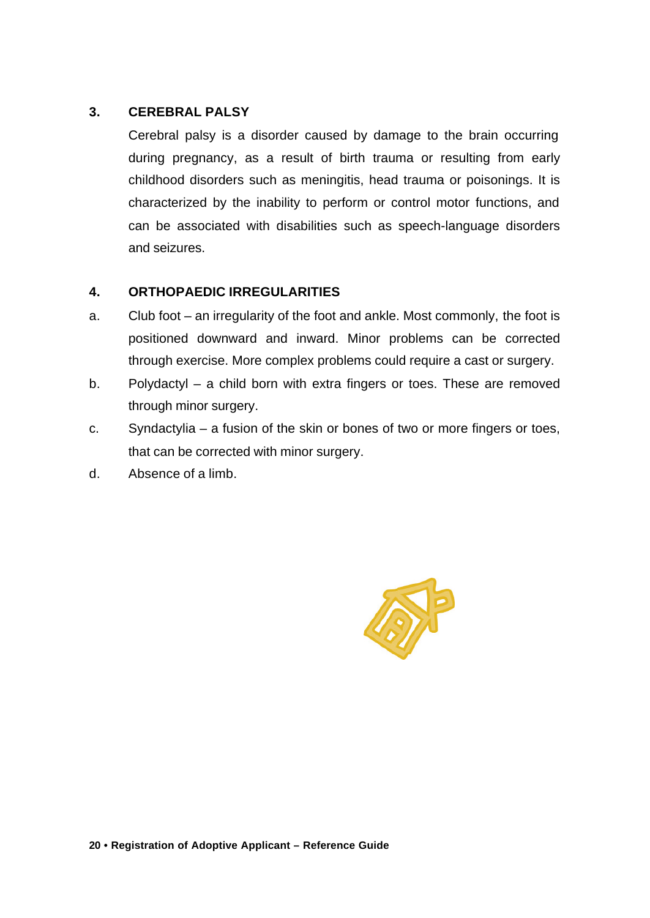### 3. CEREBRAL PALSY

Cerebral palsy is a disorder caused by damage to the brain occurring during pregnancy, as a result of birth trauma or resulting from early childhood disorders such as meningitis, head trauma or poisonings. It is characterized by the inability to perform or control motor functions, and can be associated with disabilities such as speech-language disorders and seizures.

### 4. ORTHOPAEDIC IRREGULARITIES

a. Club foot – an irregularity of the foot and ankle. Most commonly, the foot is positioned downward and inward. Minor problems can be corrected through exercise. More complex problems could require a cast or surgery.

b. Polydactyl – a child born with extra fingers or toes. These are removed through minor surgery.

c. Syndactylia – a fusion of the skin or bones of two or more fingers or toes, that can be corrected with minor surgery.

d. Absence of a limb.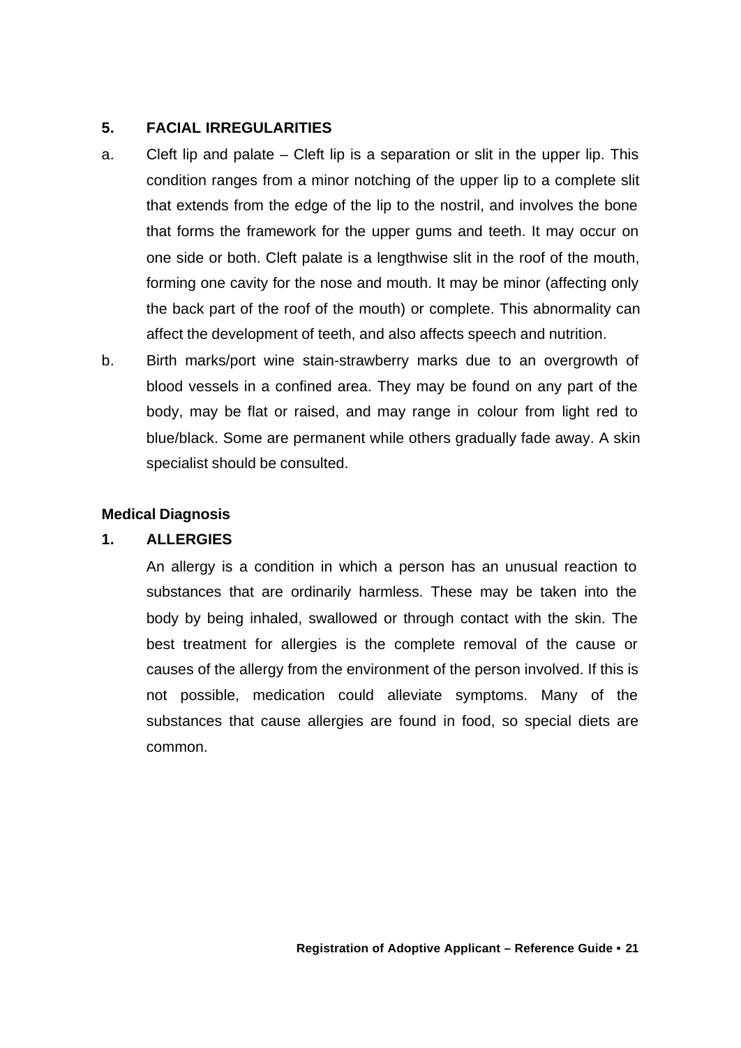## 5. FACIAL IRREGULARITIES

a. Cleft lip and palate – Cleft lip is a separation or slit in the upper lip. This condition ranges from a minor notching of the upper lip to a complete slit that extends from the edge of the lip to the nostril, and involves the bone that forms the framework for the upper gums and teeth. It may occur on one side or both. Cleft palate is a lengthwise slit in the roof of the mouth, forming one cavity for the nose and mouth. It may be minor (affecting only the back part of the roof of the mouth) or complete. This abnormality can affect the development of teeth, and also affects speech and nutrition.

b. Birth marks/port wine stain-strawberry marks due to an overgrowth of blood vessels in a confined area. They may be found on any part of the body, may be flat or raised, and may range in colour from light red to blue/black. Some are permanent while others gradually fade away. A skin specialist should be consulted.

**Medical Diagnosis**

## 1. ALLERGIES

An allergy is a condition in which a person has an unusual reaction to substances that are ordinarily harmless. These may be taken into the body by being inhaled, swallowed or through contact with the skin. The best treatment for allergies is the complete removal of the cause or causes of the allergy from the environment of the person involved. If this is not possible, medication could alleviate symptoms. Many of the substances that cause allergies are found in food, so special diets are common.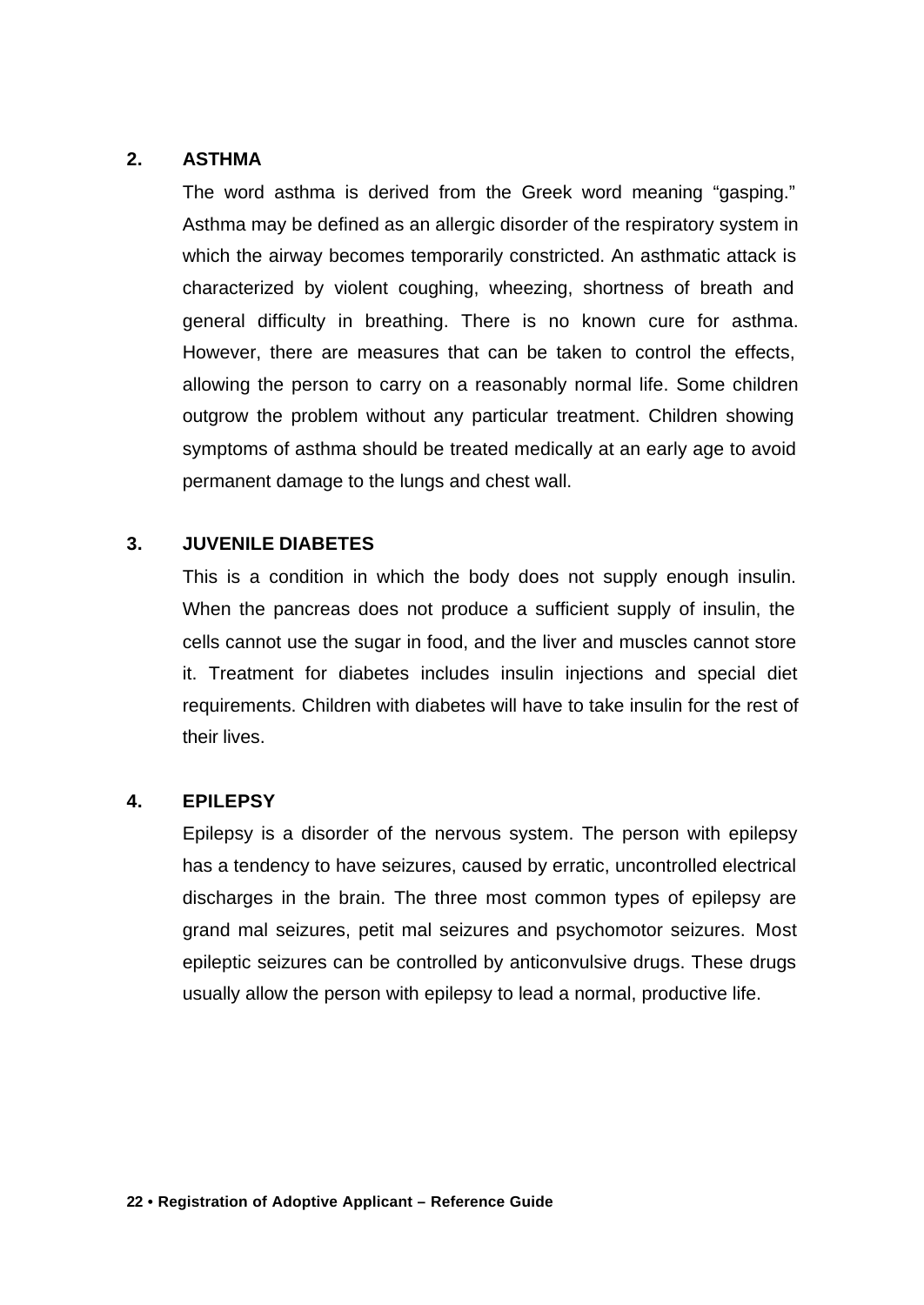## 2. ASTHMA

The word asthma is derived from the Greek word meaning "gasping." Asthma may be defined as an allergic disorder of the respiratory system in which the airway becomes temporarily constricted. An asthmatic attack is characterized by violent coughing, wheezing, shortness of breath and general difficulty in breathing. There is no known cure for asthma. However, there are measures that can be taken to control the effects, allowing the person to carry on a reasonably normal life. Some children outgrow the problem without any particular treatment. Children showing symptoms of asthma should be treated medically at an early age to avoid permanent damage to the lungs and chest wall.

## 3. JUVENILE DIABETES

This is a condition in which the body does not supply enough insulin. When the pancreas does not produce a sufficient supply of insulin, the cells cannot use the sugar in food, and the liver and muscles cannot store it. Treatment for diabetes includes insulin injections and special diet requirements. Children with diabetes will have to take insulin for the rest of their lives.

## 4. EPILEPSY

Epilepsy is a disorder of the nervous system. The person with epilepsy has a tendency to have seizures, caused by erratic, uncontrolled electrical discharges in the brain. The three most common types of epilepsy are grand mal seizures, petit mal seizures and psychomotor seizures. Most epileptic seizures can be controlled by anticonvulsive drugs. These drugs usually allow the person with epilepsy to lead a normal, productive life.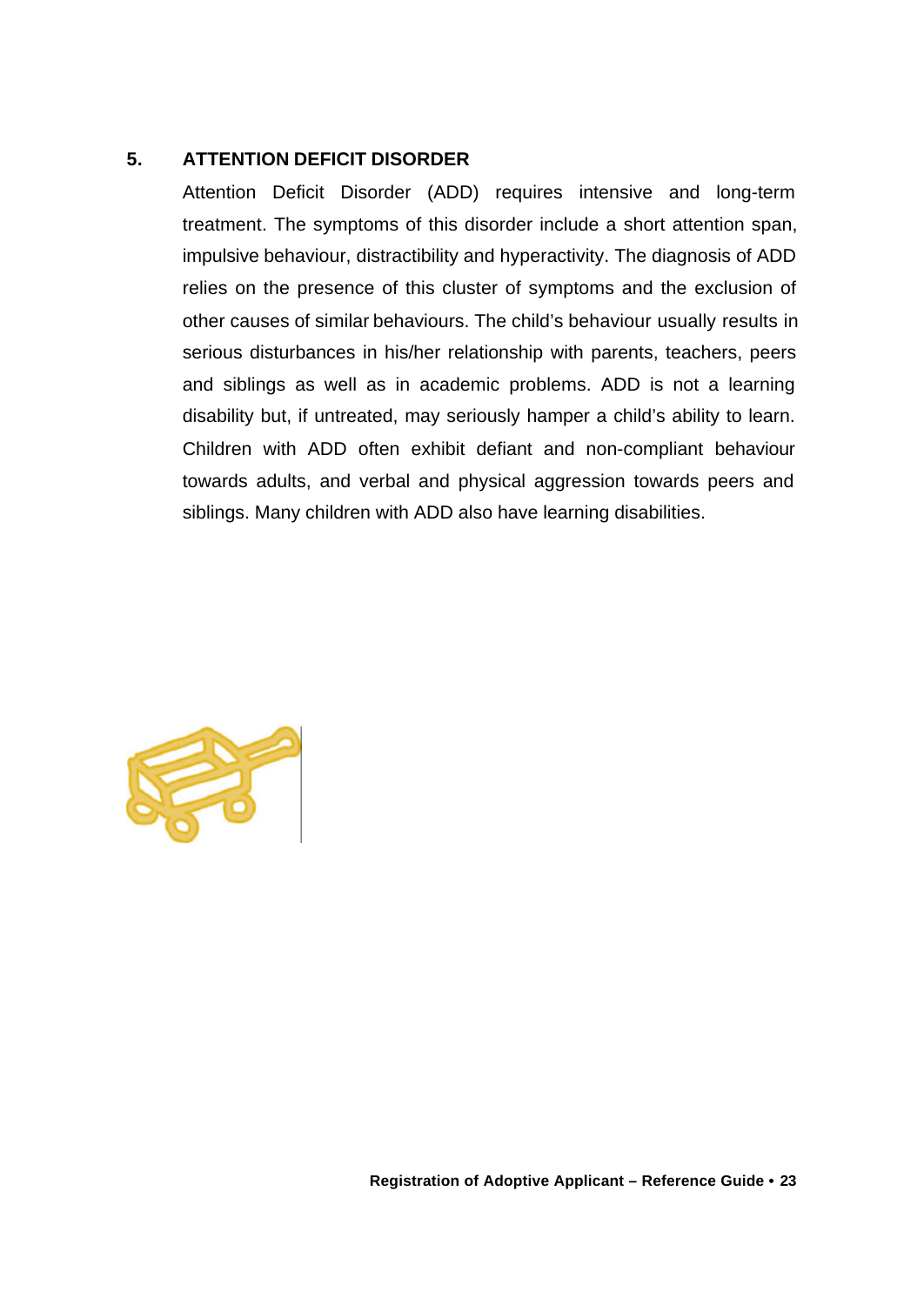## 5. ATTENTION DEFICIT DISORDER

Attention Deficit Disorder (ADD) requires intensive and long-term treatment. The symptoms of this disorder include a short attention span, impulsive behaviour, distractibility and hyperactivity. The diagnosis of ADD relies on the presence of this cluster of symptoms and the exclusion of other causes of similar behaviours. The child's behaviour usually results in serious disturbances in his/her relationship with parents, teachers, peers and siblings as well as in academic problems. ADD is not a learning disability but, if untreated, may seriously hamper a child's ability to learn. Children with ADD often exhibit defiant and non-compliant behaviour towards adults, and verbal and physical aggression towards peers and siblings. Many children with ADD also have learning disabilities.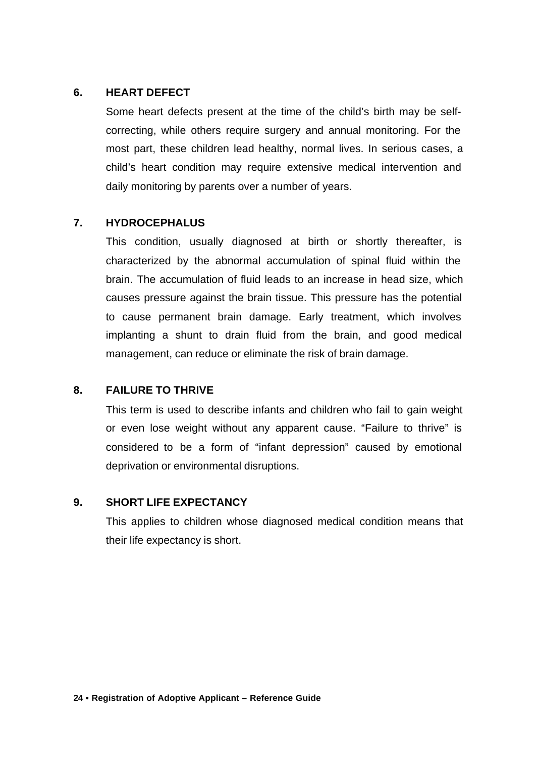### 6. HEART DEFECT

Some heart defects present at the time of the child's birth may be self-correcting, while others require surgery and annual monitoring. For the most part, these children lead healthy, normal lives. In serious cases, a child's heart condition may require extensive medical intervention and daily monitoring by parents over a number of years.

### 7. HYDROCEPHALUS

This condition, usually diagnosed at birth or shortly thereafter, is characterized by the abnormal accumulation of spinal fluid within the brain. The accumulation of fluid leads to an increase in head size, which causes pressure against the brain tissue. This pressure has the potential to cause permanent brain damage. Early treatment, which involves implanting a shunt to drain fluid from the brain, and good medical management, can reduce or eliminate the risk of brain damage.

### 8. FAILURE TO THRIVE

This term is used to describe infants and children who fail to gain weight or even lose weight without any apparent cause. "Failure to thrive" is considered to be a form of "infant depression" caused by emotional deprivation or environmental disruptions.

### 9. SHORT LIFE EXPECTANCY

This applies to children whose diagnosed medical condition means that their life expectancy is short.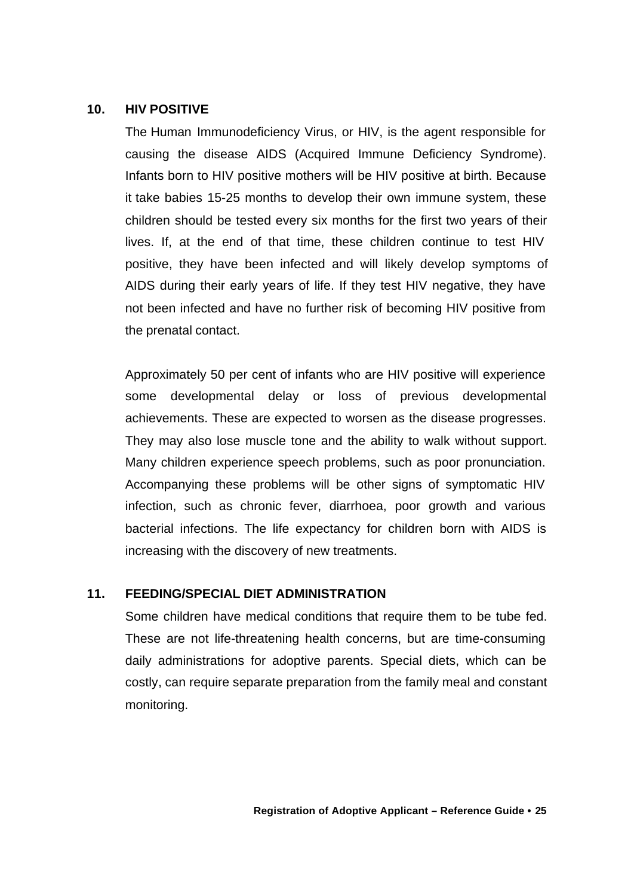## 10. HIV POSITIVE

The Human Immunodeficiency Virus, or HIV, is the agent responsible for causing the disease AIDS (Acquired Immune Deficiency Syndrome). Infants born to HIV positive mothers will be HIV positive at birth. Because it take babies 15-25 months to develop their own immune system, these children should be tested every six months for the first two years of their lives. If, at the end of that time, these children continue to test HIV positive, they have been infected and will likely develop symptoms of AIDS during their early years of life. If they test HIV negative, they have not been infected and have no further risk of becoming HIV positive from the prenatal contact.

Approximately 50 per cent of infants who are HIV positive will experience some developmental delay or loss of previous developmental achievements. These are expected to worsen as the disease progresses. They may also lose muscle tone and the ability to walk without support. Many children experience speech problems, such as poor pronunciation. Accompanying these problems will be other signs of symptomatic HIV infection, such as chronic fever, diarrhoea, poor growth and various bacterial infections. The life expectancy for children born with AIDS is increasing with the discovery of new treatments.

## 11. FEEDING/SPECIAL DIET ADMINISTRATION

Some children have medical conditions that require them to be tube fed. These are not life-threatening health concerns, but are time-consuming daily administrations for adoptive parents. Special diets, which can be costly, can require separate preparation from the family meal and constant monitoring.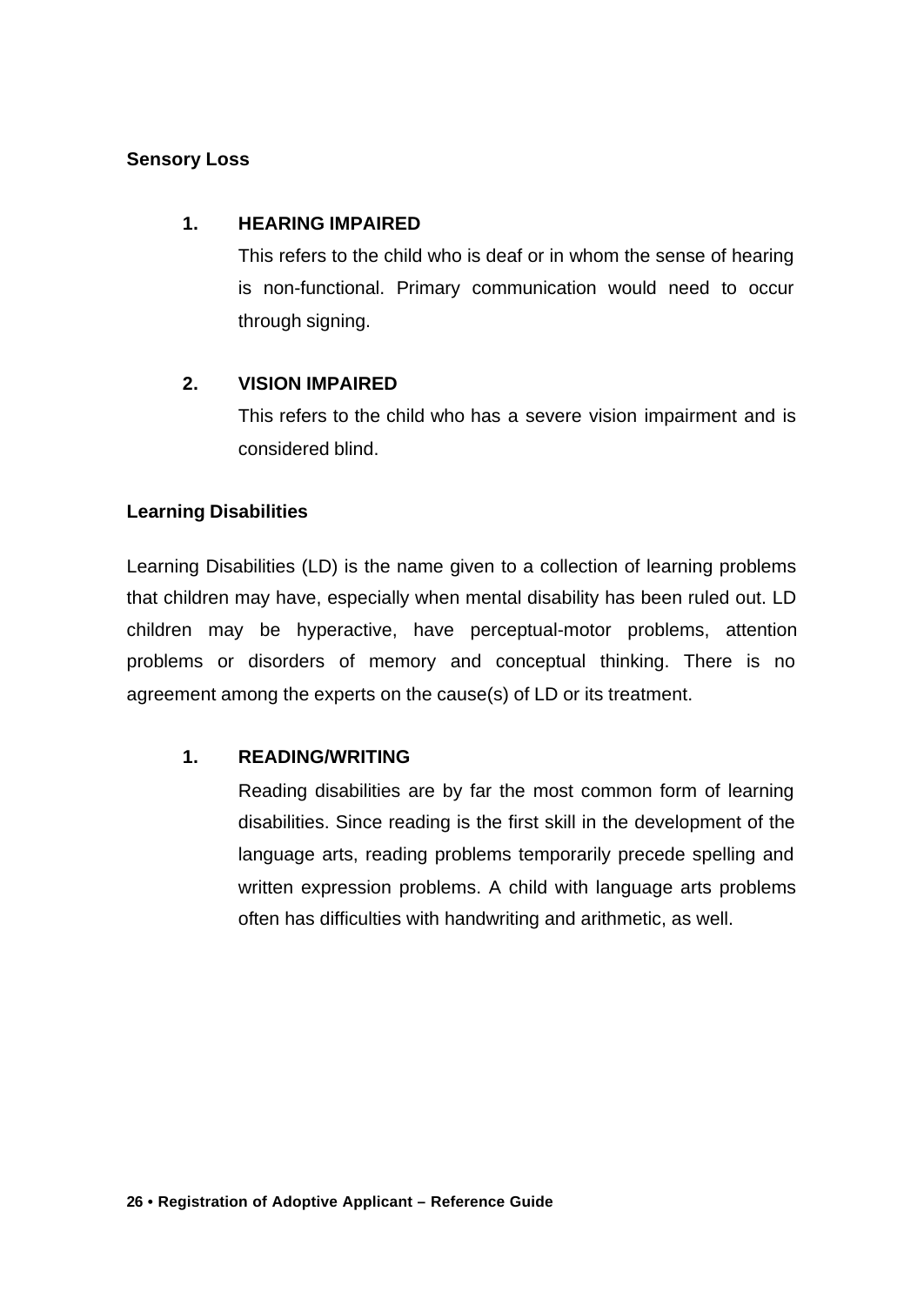**Sensory Loss**

1. **HEARING IMPAIRED**

   This refers to the child who is deaf or in whom the sense of hearing is non-functional. Primary communication would need to occur through signing.

2. **VISION IMPAIRED**

   This refers to the child who has a severe vision impairment and is considered blind.

**Learning Disabilities**

Learning Disabilities (LD) is the name given to a collection of learning problems that children may have, especially when mental disability has been ruled out. LD children may be hyperactive, have perceptual-motor problems, attention problems or disorders of memory and conceptual thinking. There is no agreement among the experts on the cause(s) of LD or its treatment.

1. **READING/WRITING**

   Reading disabilities are by far the most common form of learning disabilities. Since reading is the first skill in the development of the language arts, reading problems temporarily precede spelling and written expression problems. A child with language arts problems often has difficulties with handwriting and arithmetic, as well.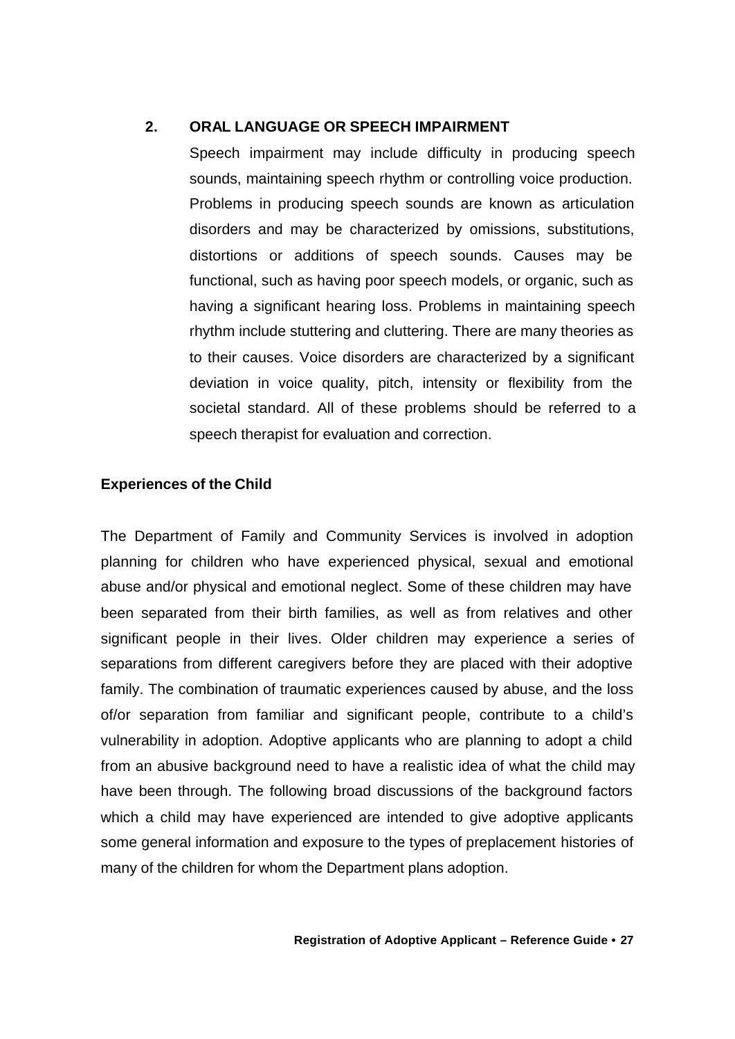## 2. ORAL LANGUAGE OR SPEECH IMPAIRMENT

Speech impairment may include difficulty in producing speech sounds, maintaining speech rhythm or controlling voice production. Problems in producing speech sounds are known as articulation disorders and may be characterized by omissions, substitutions, distortions or additions of speech sounds. Causes may be functional, such as having poor speech models, or organic, such as having a significant hearing loss. Problems in maintaining speech rhythm include stuttering and cluttering. There are many theories as to their causes. Voice disorders are characterized by a significant deviation in voice quality, pitch, intensity or flexibility from the societal standard. All of these problems should be referred to a speech therapist for evaluation and correction.

### Experiences of the Child

The Department of Family and Community Services is involved in adoption planning for children who have experienced physical, sexual and emotional abuse and/or physical and emotional neglect. Some of these children may have been separated from their birth families, as well as from relatives and other significant people in their lives. Older children may experience a series of separations from different caregivers before they are placed with their adoptive family. The combination of traumatic experiences caused by abuse, and the loss of/or separation from familiar and significant people, contribute to a child's vulnerability in adoption. Adoptive applicants who are planning to adopt a child from an abusive background need to have a realistic idea of what the child may have been through. The following broad discussions of the background factors which a child may have experienced are intended to give adoptive applicants some general information and exposure to the types of preplacement histories of many of the children for whom the Department plans adoption.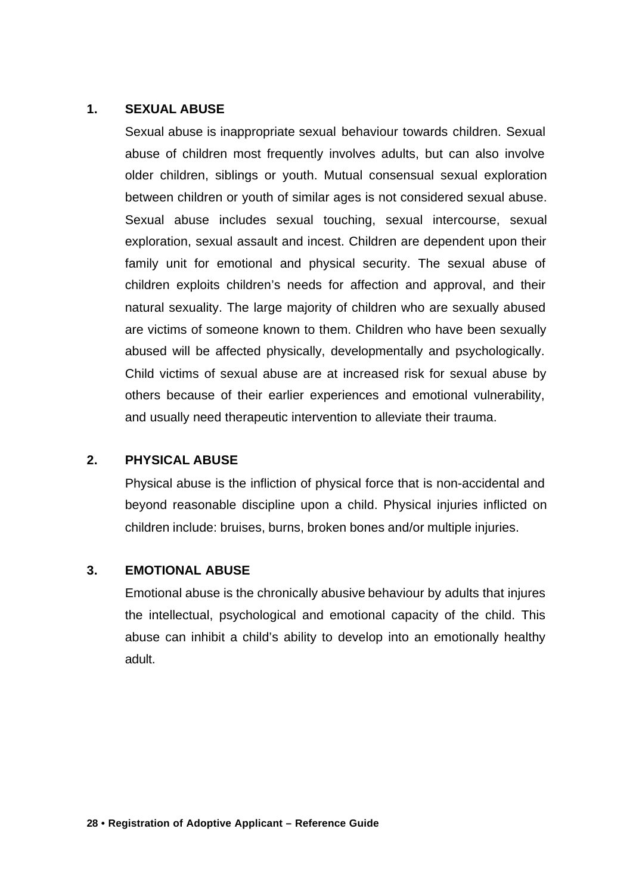## 1. SEXUAL ABUSE

Sexual abuse is inappropriate sexual behaviour towards children. Sexual abuse of children most frequently involves adults, but can also involve older children, siblings or youth. Mutual consensual sexual exploration between children or youth of similar ages is not considered sexual abuse. Sexual abuse includes sexual touching, sexual intercourse, sexual exploration, sexual assault and incest. Children are dependent upon their family unit for emotional and physical security. The sexual abuse of children exploits children's needs for affection and approval, and their natural sexuality. The large majority of children who are sexually abused are victims of someone known to them. Children who have been sexually abused will be affected physically, developmentally and psychologically. Child victims of sexual abuse are at increased risk for sexual abuse by others because of their earlier experiences and emotional vulnerability, and usually need therapeutic intervention to alleviate their trauma.

## 2. PHYSICAL ABUSE

Physical abuse is the infliction of physical force that is non-accidental and beyond reasonable discipline upon a child. Physical injuries inflicted on children include: bruises, burns, broken bones and/or multiple injuries.

## 3. EMOTIONAL ABUSE

Emotional abuse is the chronically abusive behaviour by adults that injures the intellectual, psychological and emotional capacity of the child. This abuse can inhibit a child's ability to develop into an emotionally healthy adult.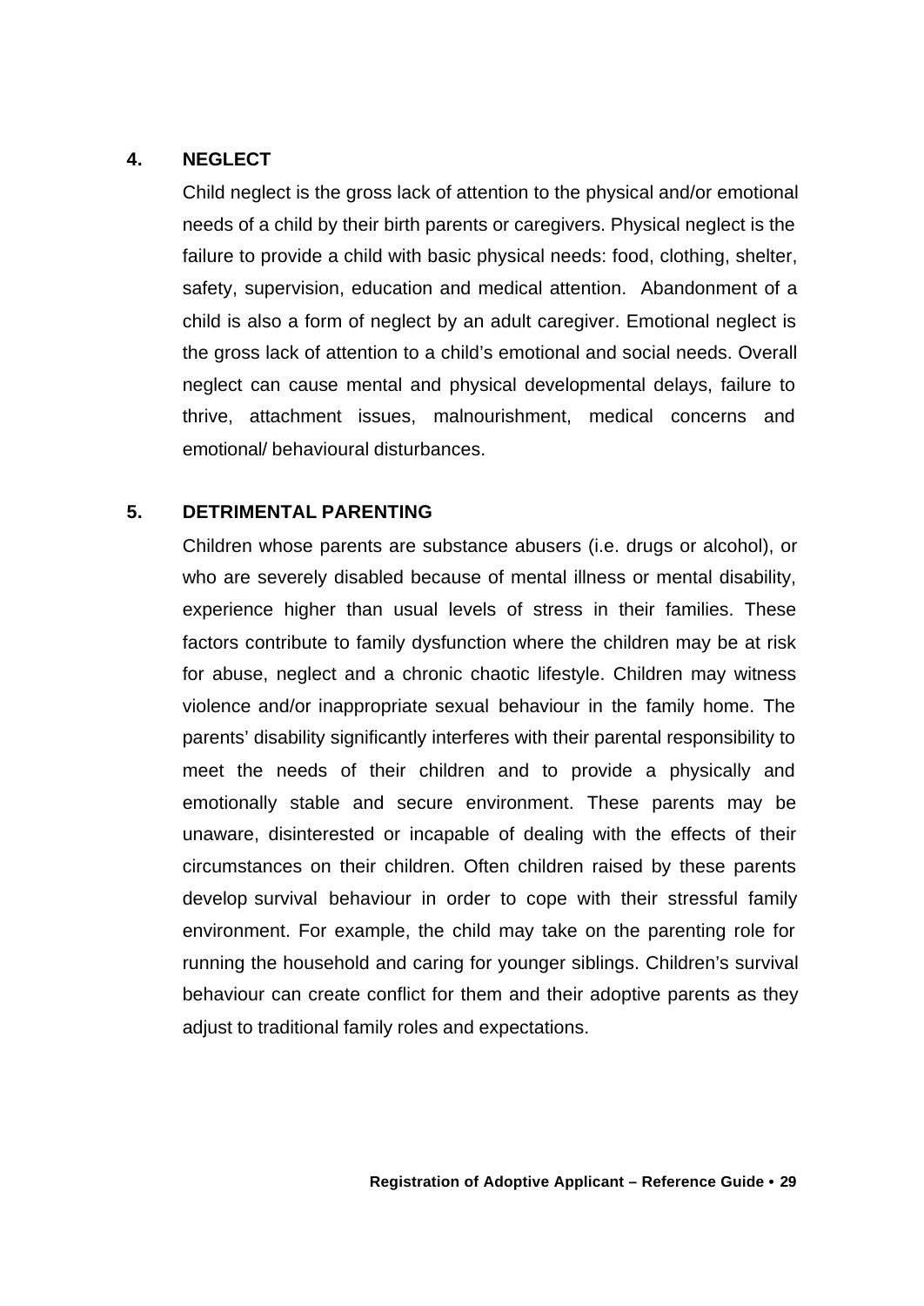## 4. NEGLECT

Child neglect is the gross lack of attention to the physical and/or emotional needs of a child by their birth parents or caregivers. Physical neglect is the failure to provide a child with basic physical needs: food, clothing, shelter, safety, supervision, education and medical attention. Abandonment of a child is also a form of neglect by an adult caregiver. Emotional neglect is the gross lack of attention to a child's emotional and social needs. Overall neglect can cause mental and physical developmental delays, failure to thrive, attachment issues, malnourishment, medical concerns and emotional/ behavioural disturbances.

## 5. DETRIMENTAL PARENTING

Children whose parents are substance abusers (i.e. drugs or alcohol), or who are severely disabled because of mental illness or mental disability, experience higher than usual levels of stress in their families. These factors contribute to family dysfunction where the children may be at risk for abuse, neglect and a chronic chaotic lifestyle. Children may witness violence and/or inappropriate sexual behaviour in the family home. The parents' disability significantly interferes with their parental responsibility to meet the needs of their children and to provide a physically and emotionally stable and secure environment. These parents may be unaware, disinterested or incapable of dealing with the effects of their circumstances on their children. Often children raised by these parents develop survival behaviour in order to cope with their stressful family environment. For example, the child may take on the parenting role for running the household and caring for younger siblings. Children's survival behaviour can create conflict for them and their adoptive parents as they adjust to traditional family roles and expectations.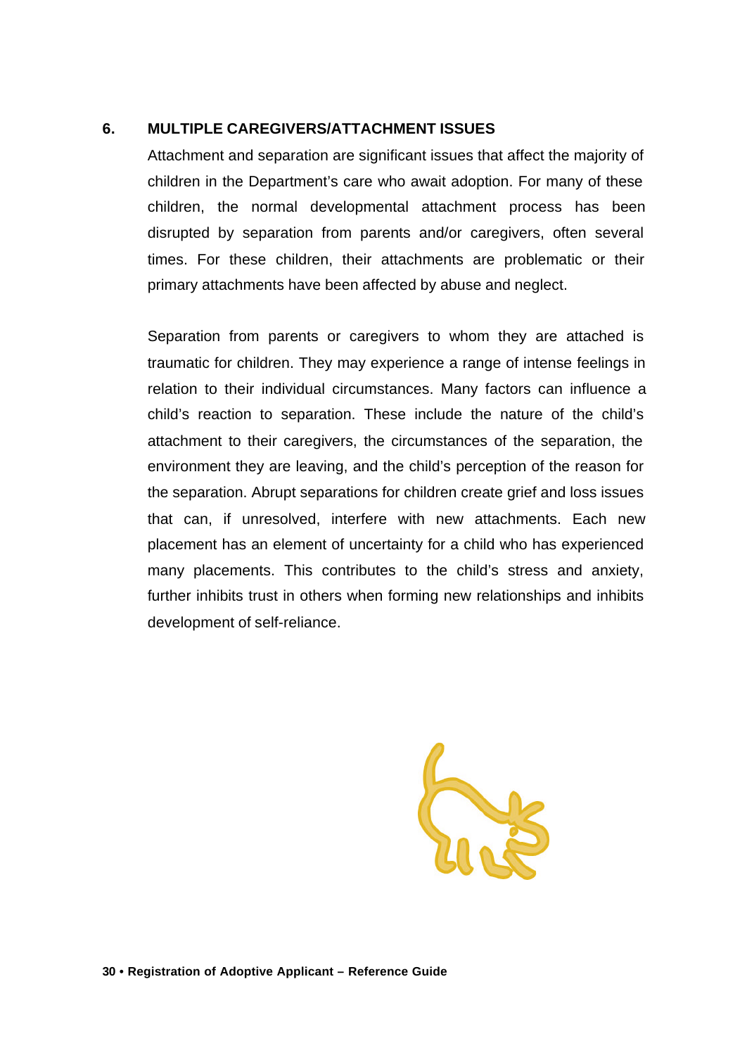## 6. MULTIPLE CAREGIVERS/ATTACHMENT ISSUES

Attachment and separation are significant issues that affect the majority of children in the Department's care who await adoption. For many of these children, the normal developmental attachment process has been disrupted by separation from parents and/or caregivers, often several times. For these children, their attachments are problematic or their primary attachments have been affected by abuse and neglect.

Separation from parents or caregivers to whom they are attached is traumatic for children. They may experience a range of intense feelings in relation to their individual circumstances. Many factors can influence a child's reaction to separation. These include the nature of the child's attachment to their caregivers, the circumstances of the separation, the environment they are leaving, and the child's perception of the reason for the separation. Abrupt separations for children create grief and loss issues that can, if unresolved, interfere with new attachments. Each new placement has an element of uncertainty for a child who has experienced many placements. This contributes to the child's stress and anxiety, further inhibits trust in others when forming new relationships and inhibits development of self-reliance.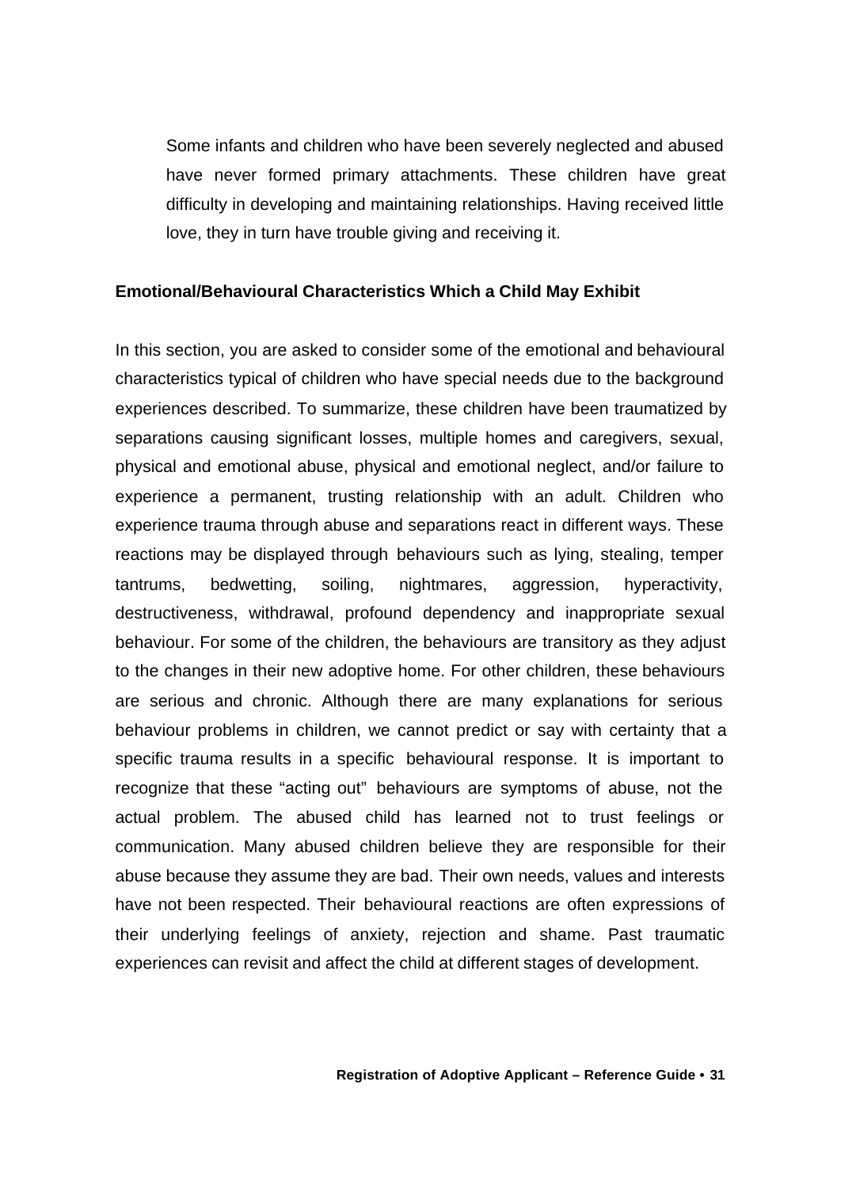Some infants and children who have been severely neglected and abused have never formed primary attachments. These children have great difficulty in developing and maintaining relationships. Having received little love, they in turn have trouble giving and receiving it.

**Emotional/Behavioural Characteristics Which a Child May Exhibit**

In this section, you are asked to consider some of the emotional and behavioural characteristics typical of children who have special needs due to the background experiences described. To summarize, these children have been traumatized by separations causing significant losses, multiple homes and caregivers, sexual, physical and emotional abuse, physical and emotional neglect, and/or failure to experience a permanent, trusting relationship with an adult. Children who experience trauma through abuse and separations react in different ways. These reactions may be displayed through behaviours such as lying, stealing, temper tantrums, bedwetting, soiling, nightmares, aggression, hyperactivity, destructiveness, withdrawal, profound dependency and inappropriate sexual behaviour. For some of the children, the behaviours are transitory as they adjust to the changes in their new adoptive home. For other children, these behaviours are serious and chronic. Although there are many explanations for serious behaviour problems in children, we cannot predict or say with certainty that a specific trauma results in a specific behavioural response. It is important to recognize that these "acting out" behaviours are symptoms of abuse, not the actual problem. The abused child has learned not to trust feelings or communication. Many abused children believe they are responsible for their abuse because they assume they are bad. Their own needs, values and interests have not been respected. Their behavioural reactions are often expressions of their underlying feelings of anxiety, rejection and shame. Past traumatic experiences can revisit and affect the child at different stages of development.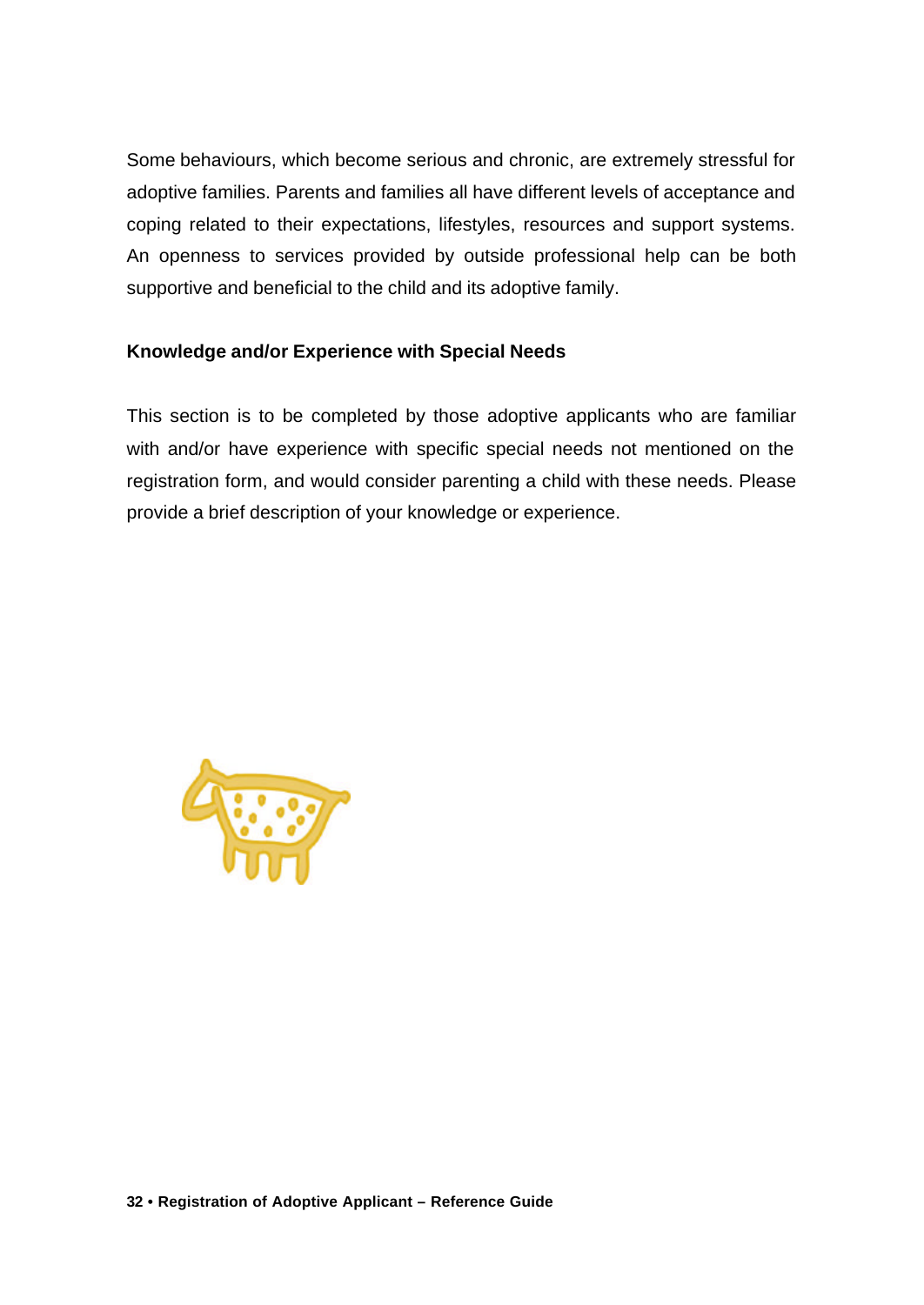Some behaviours, which become serious and chronic, are extremely stressful for adoptive families. Parents and families all have different levels of acceptance and coping related to their expectations, lifestyles, resources and support systems. An openness to services provided by outside professional help can be both supportive and beneficial to the child and its adoptive family.

**Knowledge and/or Experience with Special Needs**

This section is to be completed by those adoptive applicants who are familiar with and/or have experience with specific special needs not mentioned on the registration form, and would consider parenting a child with these needs. Please provide a brief description of your knowledge or experience.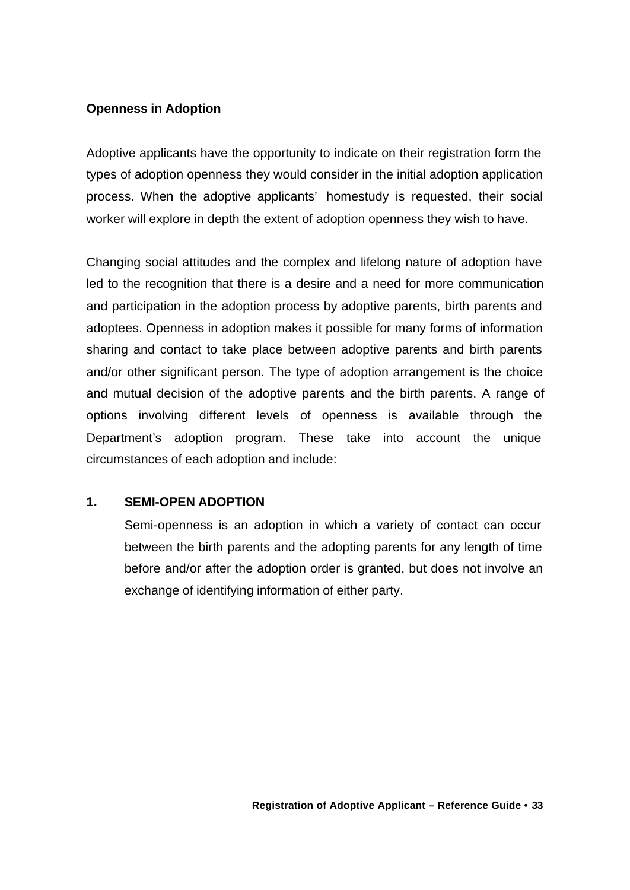## Openness in Adoption

Adoptive applicants have the opportunity to indicate on their registration form the types of adoption openness they would consider in the initial adoption application process. When the adoptive applicants' homestudy is requested, their social worker will explore in depth the extent of adoption openness they wish to have.

Changing social attitudes and the complex and lifelong nature of adoption have led to the recognition that there is a desire and a need for more communication and participation in the adoption process by adoptive parents, birth parents and adoptees. Openness in adoption makes it possible for many forms of information sharing and contact to take place between adoptive parents and birth parents and/or other significant person. The type of adoption arrangement is the choice and mutual decision of the adoptive parents and the birth parents. A range of options involving different levels of openness is available through the Department's adoption program. These take into account the unique circumstances of each adoption and include:

1. **SEMI-OPEN ADOPTION**

   Semi-openness is an adoption in which a variety of contact can occur between the birth parents and the adopting parents for any length of time before and/or after the adoption order is granted, but does not involve an exchange of identifying information of either party.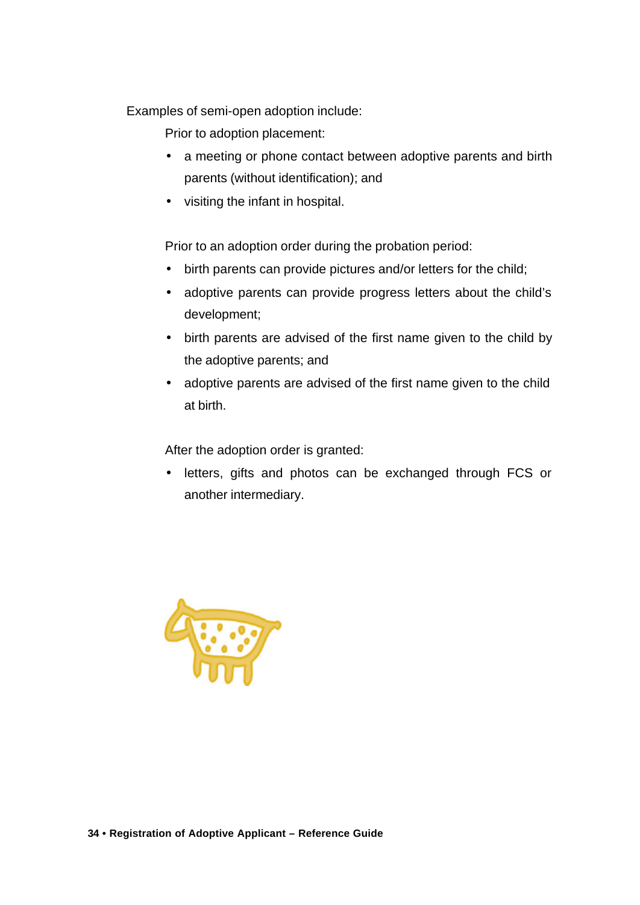Examples of semi-open adoption include:

Prior to adoption placement:

- a meeting or phone contact between adoptive parents and birth parents (without identification); and
- visiting the infant in hospital.

Prior to an adoption order during the probation period:

- birth parents can provide pictures and/or letters for the child;
- adoptive parents can provide progress letters about the child's development;
- birth parents are advised of the first name given to the child by the adoptive parents; and
- adoptive parents are advised of the first name given to the child at birth.

After the adoption order is granted:

- letters, gifts and photos can be exchanged through FCS or another intermediary.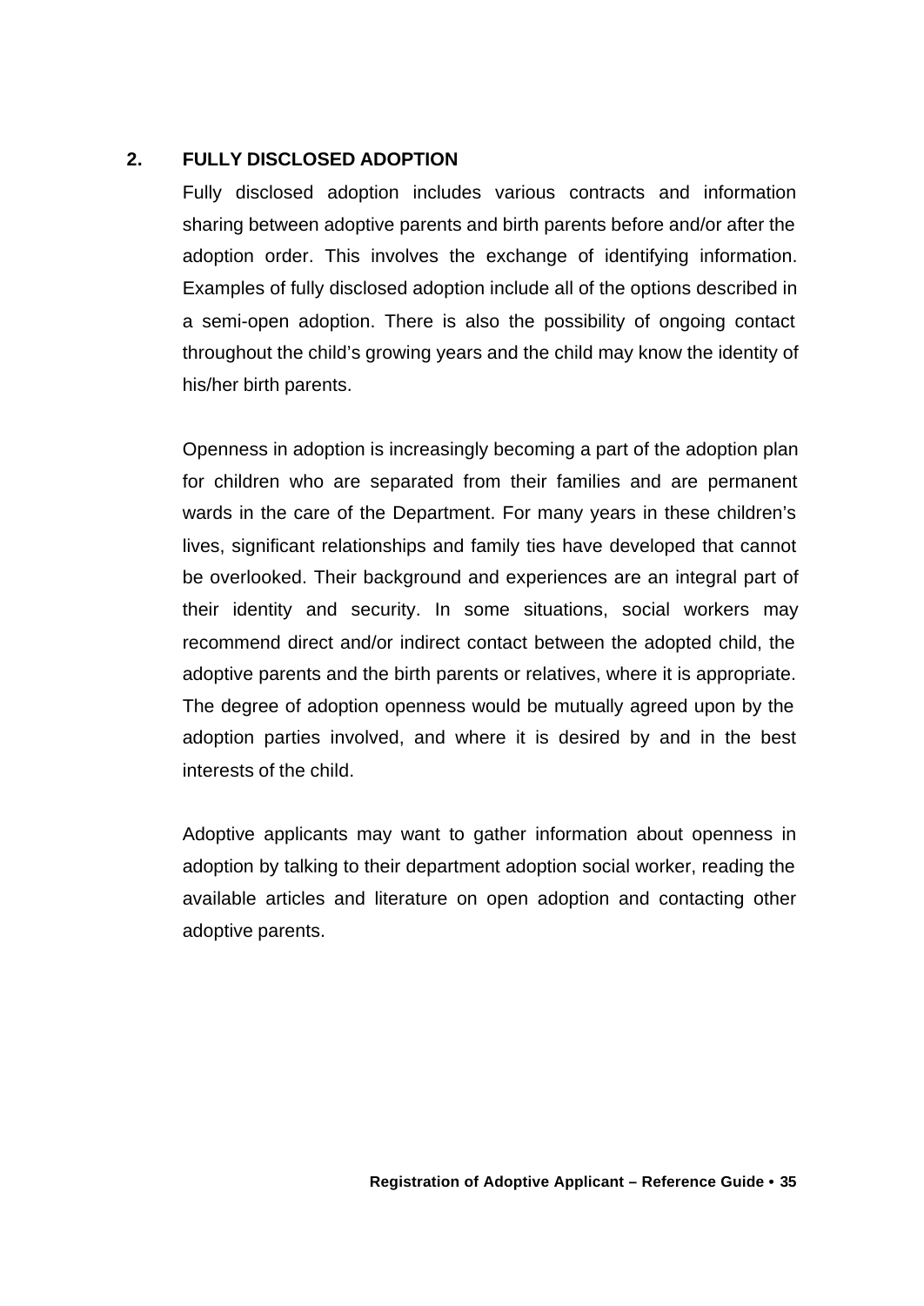## 2. FULLY DISCLOSED ADOPTION

Fully disclosed adoption includes various contracts and information sharing between adoptive parents and birth parents before and/or after the adoption order. This involves the exchange of identifying information. Examples of fully disclosed adoption include all of the options described in a semi-open adoption. There is also the possibility of ongoing contact throughout the child's growing years and the child may know the identity of his/her birth parents.

Openness in adoption is increasingly becoming a part of the adoption plan for children who are separated from their families and are permanent wards in the care of the Department. For many years in these children's lives, significant relationships and family ties have developed that cannot be overlooked. Their background and experiences are an integral part of their identity and security. In some situations, social workers may recommend direct and/or indirect contact between the adopted child, the adoptive parents and the birth parents or relatives, where it is appropriate. The degree of adoption openness would be mutually agreed upon by the adoption parties involved, and where it is desired by and in the best interests of the child.

Adoptive applicants may want to gather information about openness in adoption by talking to their department adoption social worker, reading the available articles and literature on open adoption and contacting other adoptive parents.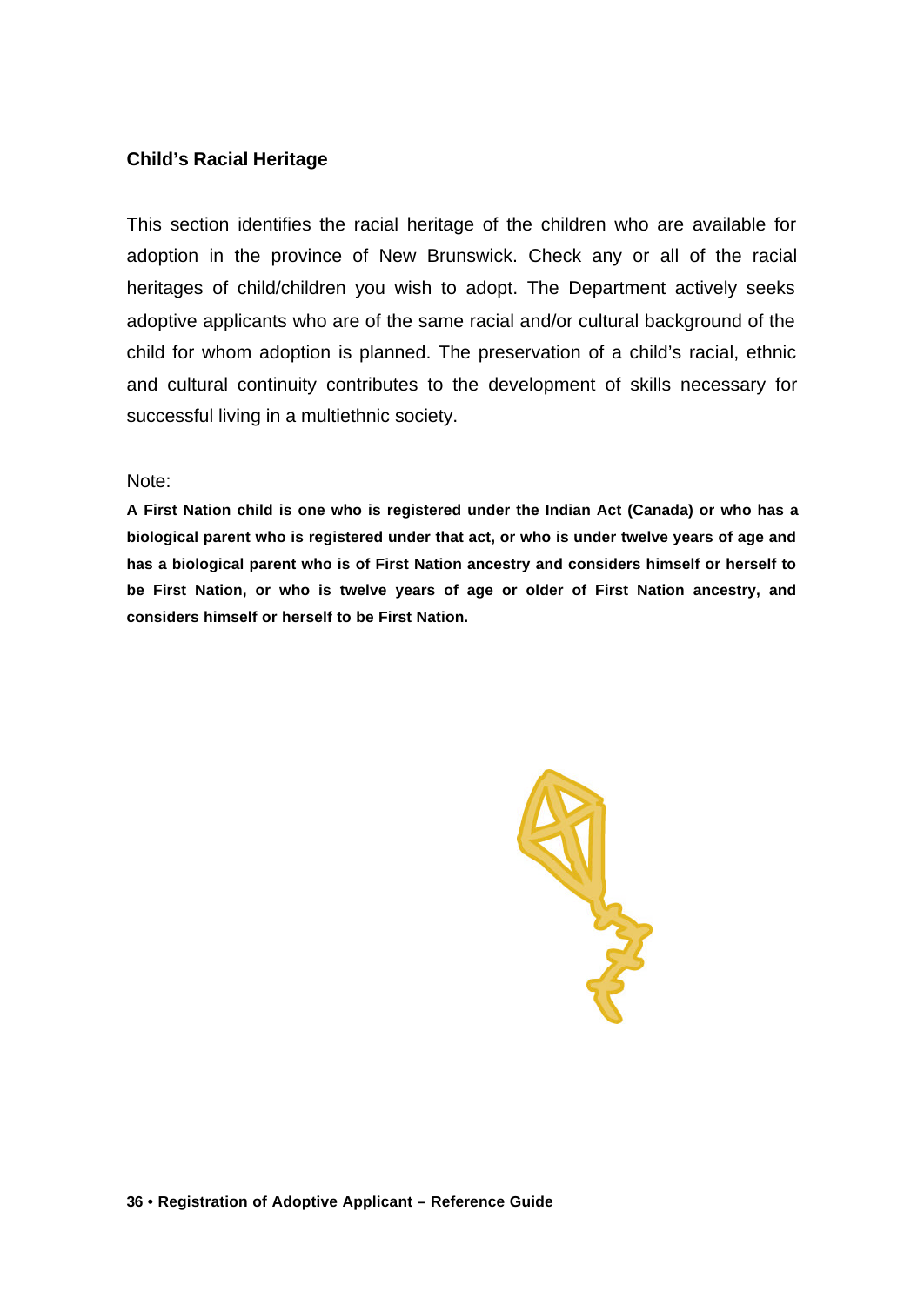### Child’s Racial Heritage

This section identifies the racial heritage of the children who are available for adoption in the province of New Brunswick. Check any or all of the racial heritages of child/children you wish to adopt. The Department actively seeks adoptive applicants who are of the same racial and/or cultural background of the child for whom adoption is planned. The preservation of a child’s racial, ethnic and cultural continuity contributes to the development of skills necessary for successful living in a multiethnic society.

Note:

**A First Nation child is one who is registered under the Indian Act (Canada) or who has a biological parent who is registered under that act, or who is under twelve years of age and has a biological parent who is of First Nation ancestry and considers himself or herself to be First Nation, or who is twelve years of age or older of First Nation ancestry, and considers himself or herself to be First Nation.**